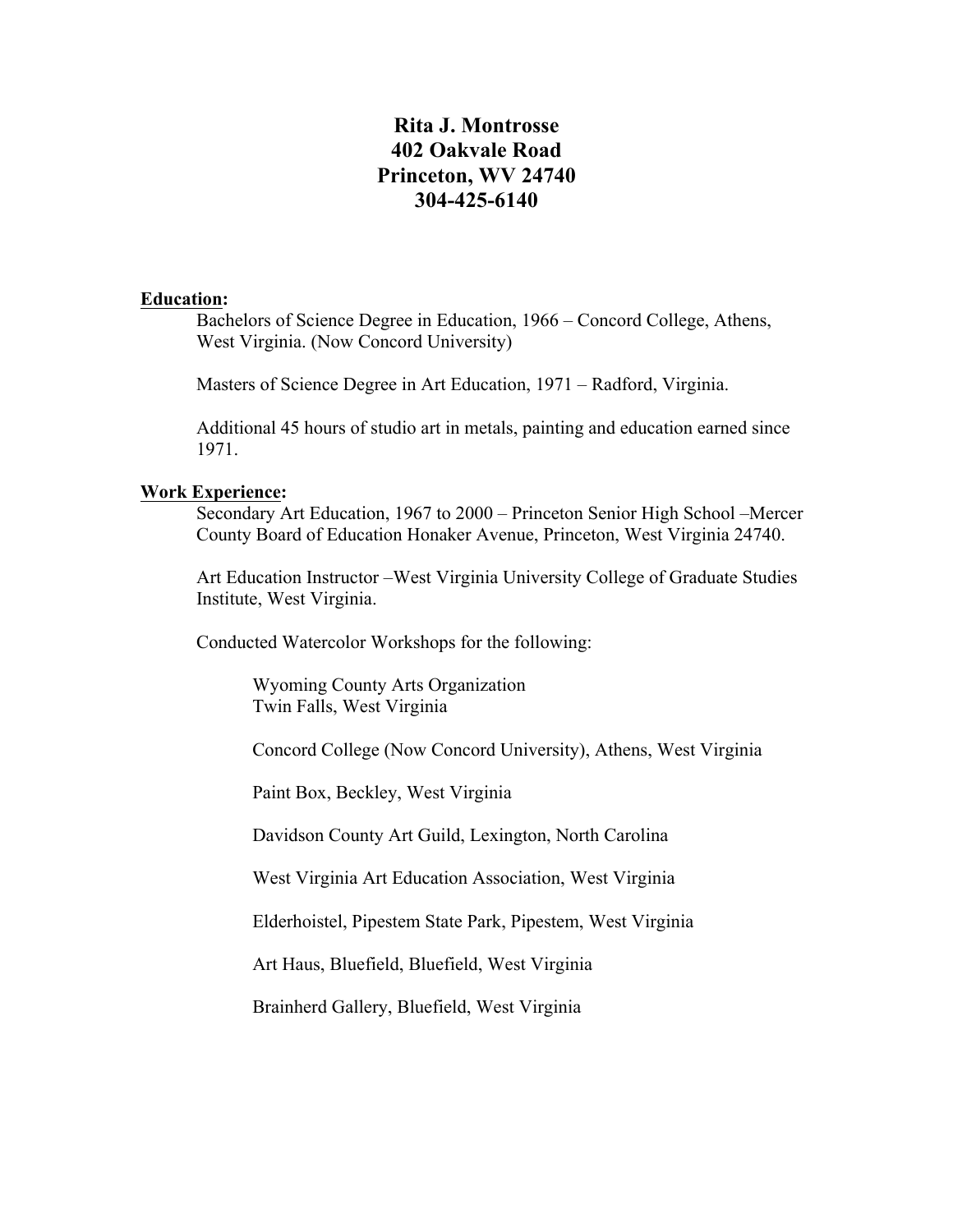# Rita J. Montrosse
# 402 Oakvale Road
# Princeton, WV 24740
# 304-425-6140

**Education:**

Bachelors of Science Degree in Education, 1966 – Concord College, Athens, West Virginia. (Now Concord University)

Masters of Science Degree in Art Education, 1971 – Radford, Virginia.

Additional 45 hours of studio art in metals, painting and education earned since 1971.

**Work Experience:**

Secondary Art Education, 1967 to 2000 – Princeton Senior High School –Mercer County Board of Education Honaker Avenue, Princeton, West Virginia 24740.

Art Education Instructor –West Virginia University College of Graduate Studies Institute, West Virginia.

Conducted Watercolor Workshops for the following:

Wyoming County Arts Organization
Twin Falls, West Virginia

Concord College (Now Concord University), Athens, West Virginia

Paint Box, Beckley, West Virginia

Davidson County Art Guild, Lexington, North Carolina

West Virginia Art Education Association, West Virginia

Elderhoistel, Pipestem State Park, Pipestem, West Virginia

Art Haus, Bluefield, Bluefield, West Virginia

Brainherd Gallery, Bluefield, West Virginia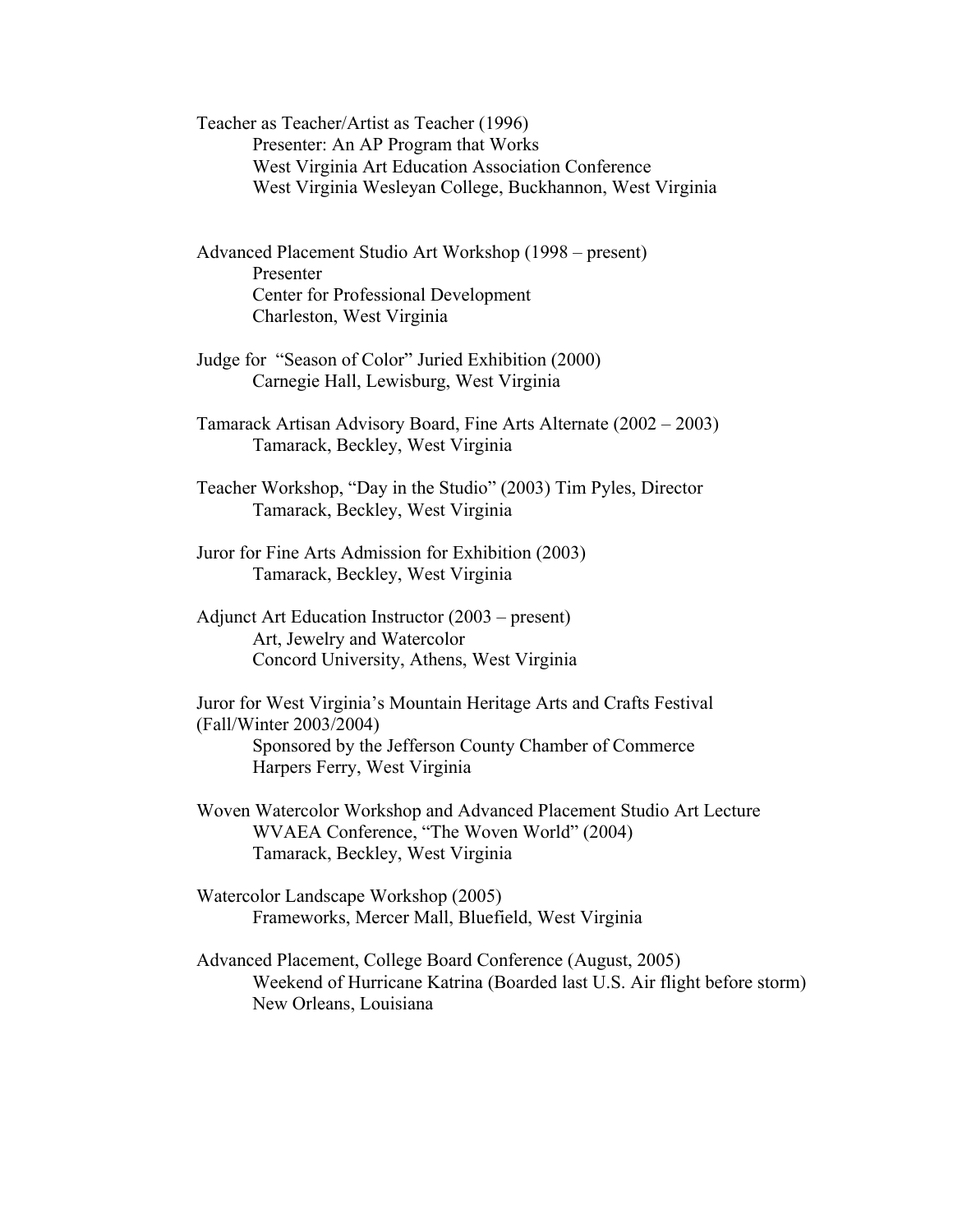Teacher as Teacher/Artist as Teacher (1996)
    Presenter: An AP Program that Works
    West Virginia Art Education Association Conference
    West Virginia Wesleyan College, Buckhannon, West Virginia

Advanced Placement Studio Art Workshop (1998 – present)
    Presenter
    Center for Professional Development
    Charleston, West Virginia

Judge for "Season of Color" Juried Exhibition (2000)
    Carnegie Hall, Lewisburg, West Virginia

Tamarack Artisan Advisory Board, Fine Arts Alternate (2002 – 2003)
    Tamarack, Beckley, West Virginia

Teacher Workshop, "Day in the Studio" (2003) Tim Pyles, Director
    Tamarack, Beckley, West Virginia

Juror for Fine Arts Admission for Exhibition (2003)
    Tamarack, Beckley, West Virginia

Adjunct Art Education Instructor (2003 – present)
    Art, Jewelry and Watercolor
    Concord University, Athens, West Virginia

Juror for West Virginia's Mountain Heritage Arts and Crafts Festival (Fall/Winter 2003/2004)
    Sponsored by the Jefferson County Chamber of Commerce
    Harpers Ferry, West Virginia

Woven Watercolor Workshop and Advanced Placement Studio Art Lecture
    WVAEA Conference, "The Woven World" (2004)
    Tamarack, Beckley, West Virginia

Watercolor Landscape Workshop (2005)
    Frameworks, Mercer Mall, Bluefield, West Virginia

Advanced Placement, College Board Conference (August, 2005)
    Weekend of Hurricane Katrina (Boarded last U.S. Air flight before storm)
    New Orleans, Louisiana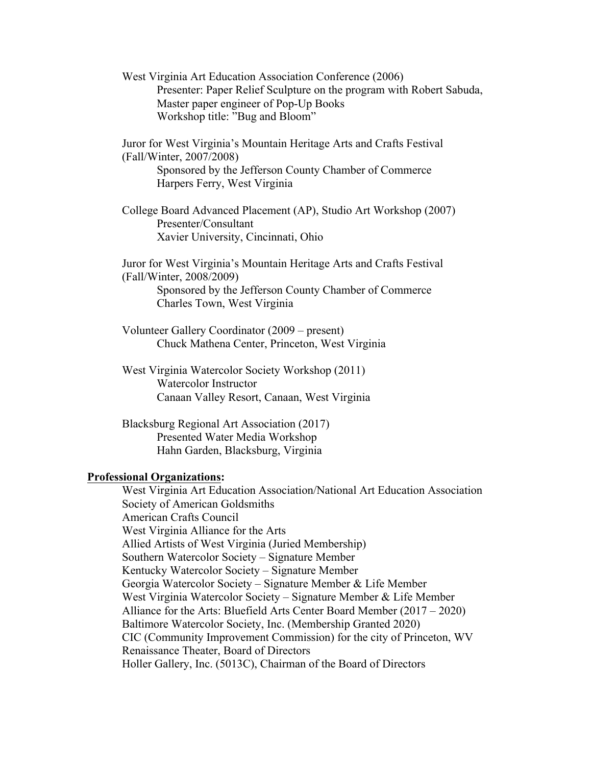West Virginia Art Education Association Conference (2006)
Presenter: Paper Relief Sculpture on the program with Robert Sabuda, Master paper engineer of Pop-Up Books
Workshop title: "Bug and Bloom"

Juror for West Virginia's Mountain Heritage Arts and Crafts Festival (Fall/Winter, 2007/2008)
Sponsored by the Jefferson County Chamber of Commerce
Harpers Ferry, West Virginia

College Board Advanced Placement (AP), Studio Art Workshop (2007)
Presenter/Consultant
Xavier University, Cincinnati, Ohio

Juror for West Virginia's Mountain Heritage Arts and Crafts Festival (Fall/Winter, 2008/2009)
Sponsored by the Jefferson County Chamber of Commerce
Charles Town, West Virginia

Volunteer Gallery Coordinator (2009 – present)
Chuck Mathena Center, Princeton, West Virginia

West Virginia Watercolor Society Workshop (2011)
Watercolor Instructor
Canaan Valley Resort, Canaan, West Virginia

Blacksburg Regional Art Association (2017)
Presented Water Media Workshop
Hahn Garden, Blacksburg, Virginia

**Professional Organizations:**

West Virginia Art Education Association/National Art Education Association
Society of American Goldsmiths
American Crafts Council
West Virginia Alliance for the Arts
Allied Artists of West Virginia (Juried Membership)
Southern Watercolor Society – Signature Member
Kentucky Watercolor Society – Signature Member
Georgia Watercolor Society – Signature Member & Life Member
West Virginia Watercolor Society – Signature Member & Life Member
Alliance for the Arts: Bluefield Arts Center Board Member (2017 – 2020)
Baltimore Watercolor Society, Inc. (Membership Granted 2020)
CIC (Community Improvement Commission) for the city of Princeton, WV
Renaissance Theater, Board of Directors
Holler Gallery, Inc. (5013C), Chairman of the Board of Directors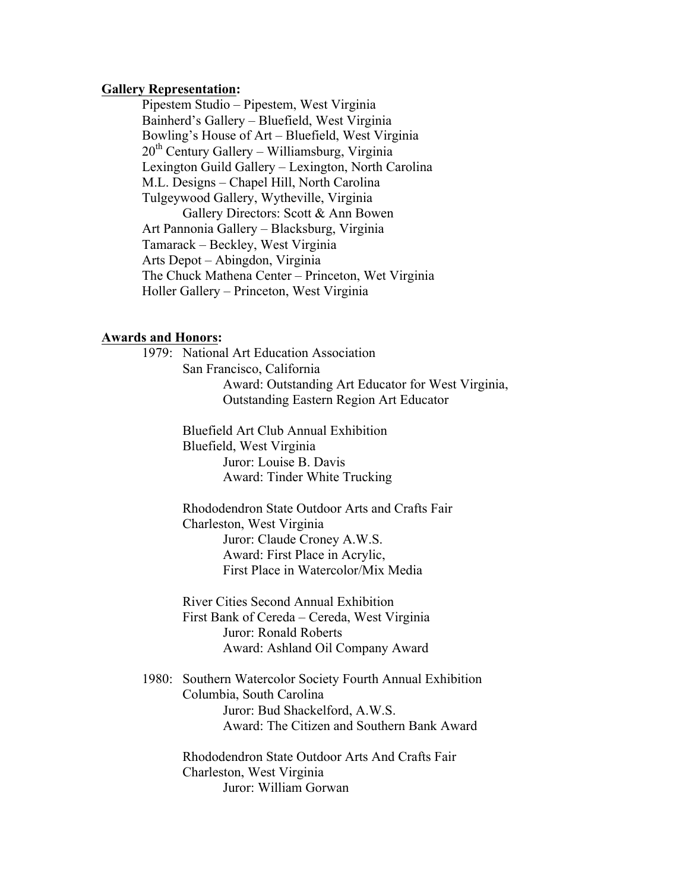**Gallery Representation:**

Pipestem Studio – Pipestem, West Virginia
Bainherd's Gallery – Bluefield, West Virginia
Bowling's House of Art – Bluefield, West Virginia
20th Century Gallery – Williamsburg, Virginia
Lexington Guild Gallery – Lexington, North Carolina
M.L. Designs – Chapel Hill, North Carolina
Tulgeywood Gallery, Wytheville, Virginia
    Gallery Directors: Scott & Ann Bowen
Art Pannonia Gallery – Blacksburg, Virginia
Tamarack – Beckley, West Virginia
Arts Depot – Abingdon, Virginia
The Chuck Mathena Center – Princeton, Wet Virginia
Holler Gallery – Princeton, West Virginia

**Awards and Honors:**

1979: National Art Education Association
San Francisco, California
    Award: Outstanding Art Educator for West Virginia,
    Outstanding Eastern Region Art Educator

Bluefield Art Club Annual Exhibition
Bluefield, West Virginia
    Juror: Louise B. Davis
    Award: Tinder White Trucking

Rhododendron State Outdoor Arts and Crafts Fair
Charleston, West Virginia
    Juror: Claude Croney A.W.S.
    Award: First Place in Acrylic,
    First Place in Watercolor/Mix Media

River Cities Second Annual Exhibition
First Bank of Cereda – Cereda, West Virginia
    Juror: Ronald Roberts
    Award: Ashland Oil Company Award

1980: Southern Watercolor Society Fourth Annual Exhibition
Columbia, South Carolina
    Juror: Bud Shackelford, A.W.S.
    Award: The Citizen and Southern Bank Award

Rhododendron State Outdoor Arts And Crafts Fair
Charleston, West Virginia
    Juror: William Gorwan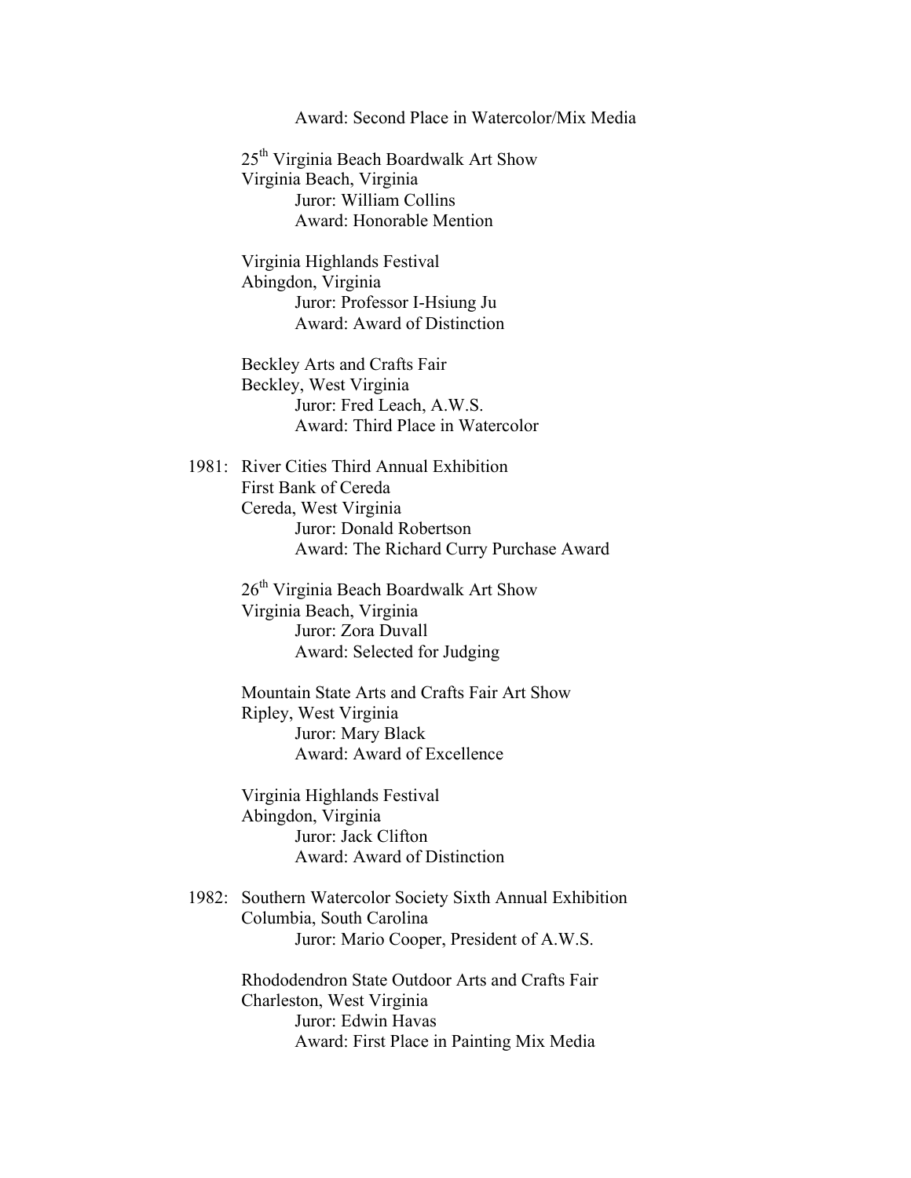Award: Second Place in Watercolor/Mix Media

25th Virginia Beach Boardwalk Art Show
Virginia Beach, Virginia
Juror: William Collins
Award: Honorable Mention

Virginia Highlands Festival
Abingdon, Virginia
Juror: Professor I-Hsiung Ju
Award: Award of Distinction

Beckley Arts and Crafts Fair
Beckley, West Virginia
Juror: Fred Leach, A.W.S.
Award: Third Place in Watercolor

1981: River Cities Third Annual Exhibition
First Bank of Cereda
Cereda, West Virginia
Juror: Donald Robertson
Award: The Richard Curry Purchase Award

26th Virginia Beach Boardwalk Art Show
Virginia Beach, Virginia
Juror: Zora Duvall
Award: Selected for Judging

Mountain State Arts and Crafts Fair Art Show
Ripley, West Virginia
Juror: Mary Black
Award: Award of Excellence

Virginia Highlands Festival
Abingdon, Virginia
Juror: Jack Clifton
Award: Award of Distinction

1982: Southern Watercolor Society Sixth Annual Exhibition
Columbia, South Carolina
Juror: Mario Cooper, President of A.W.S.

Rhododendron State Outdoor Arts and Crafts Fair
Charleston, West Virginia
Juror: Edwin Havas
Award: First Place in Painting Mix Media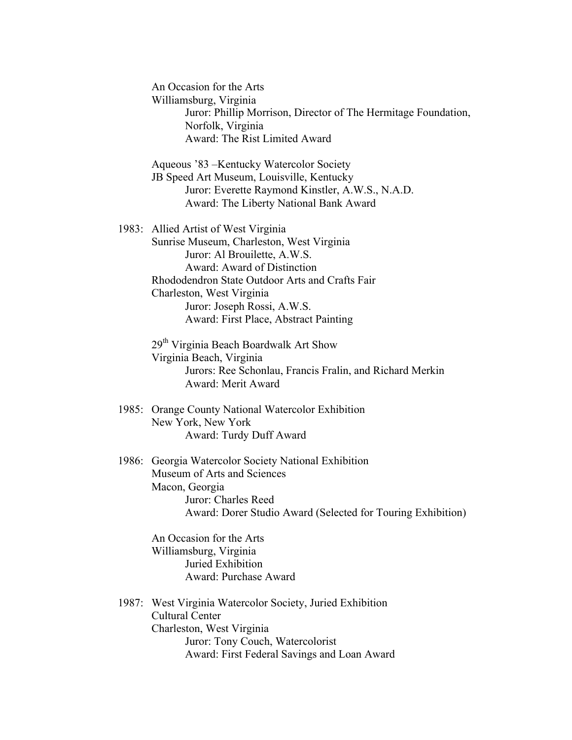An Occasion for the Arts
Williamsburg, Virginia
Juror: Phillip Morrison, Director of The Hermitage Foundation, Norfolk, Virginia
Award: The Rist Limited Award

Aqueous '83 –Kentucky Watercolor Society
JB Speed Art Museum, Louisville, Kentucky
Juror: Everette Raymond Kinstler, A.W.S., N.A.D.
Award: The Liberty National Bank Award

1983: Allied Artist of West Virginia
Sunrise Museum, Charleston, West Virginia
Juror: Al Brouilette, A.W.S.
Award: Award of Distinction
Rhododendron State Outdoor Arts and Crafts Fair
Charleston, West Virginia
Juror: Joseph Rossi, A.W.S.
Award: First Place, Abstract Painting

29th Virginia Beach Boardwalk Art Show
Virginia Beach, Virginia
Jurors: Ree Schonlau, Francis Fralin, and Richard Merkin
Award: Merit Award

1985: Orange County National Watercolor Exhibition
New York, New York
Award: Turdy Duff Award

1986: Georgia Watercolor Society National Exhibition
Museum of Arts and Sciences
Macon, Georgia
Juror: Charles Reed
Award: Dorer Studio Award (Selected for Touring Exhibition)

An Occasion for the Arts
Williamsburg, Virginia
Juried Exhibition
Award: Purchase Award

1987: West Virginia Watercolor Society, Juried Exhibition
Cultural Center
Charleston, West Virginia
Juror: Tony Couch, Watercolorist
Award: First Federal Savings and Loan Award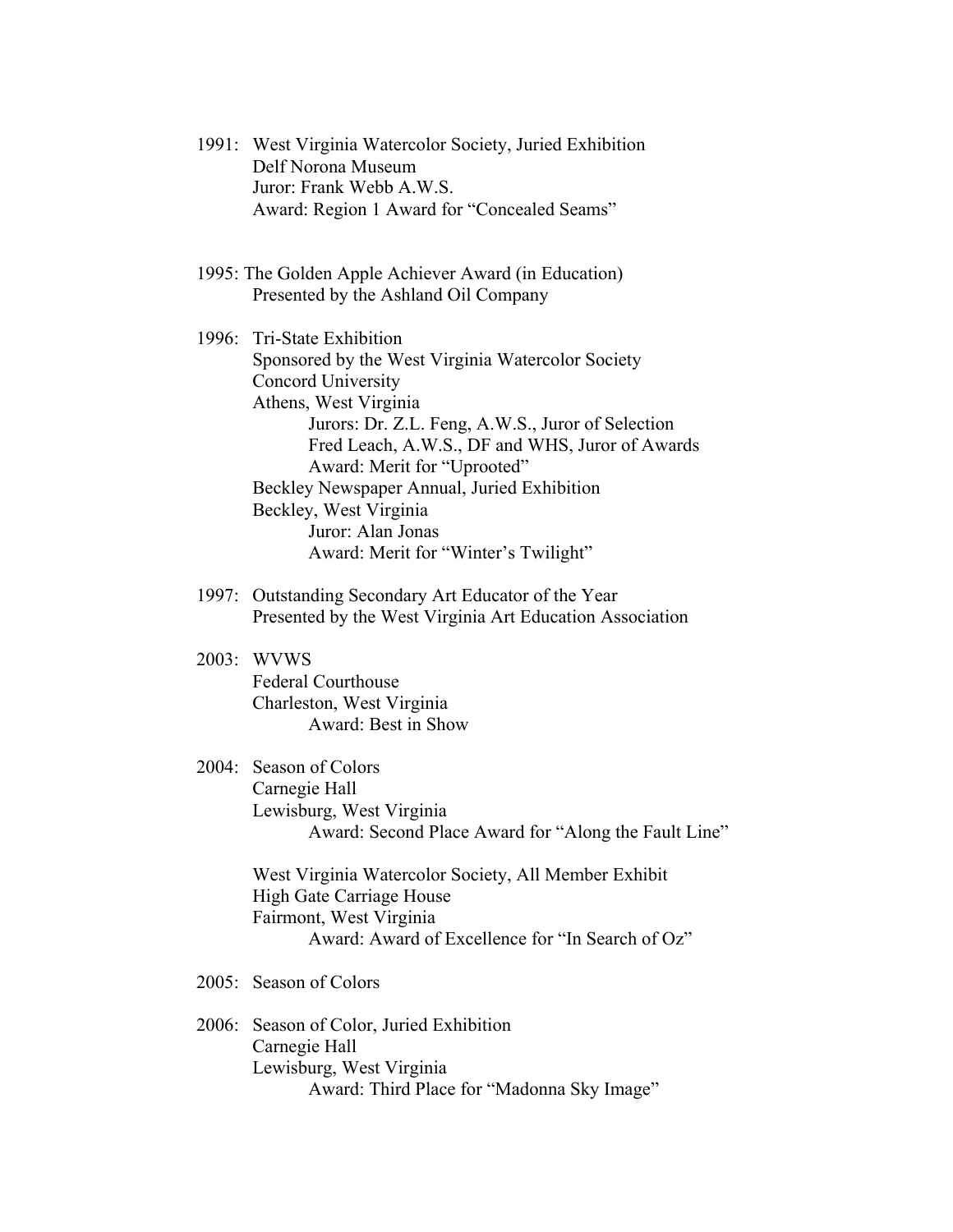1991: West Virginia Watercolor Society, Juried Exhibition
Delf Norona Museum
Juror: Frank Webb A.W.S.
Award: Region 1 Award for "Concealed Seams"

1995: The Golden Apple Achiever Award (in Education)
Presented by the Ashland Oil Company

1996: Tri-State Exhibition
Sponsored by the West Virginia Watercolor Society
Concord University
Athens, West Virginia
- Jurors: Dr. Z.L. Feng, A.W.S., Juror of Selection
- Fred Leach, A.W.S., DF and WHS, Juror of Awards
- Award: Merit for "Uprooted"

Beckley Newspaper Annual, Juried Exhibition
Beckley, West Virginia
- Juror: Alan Jonas
- Award: Merit for "Winter's Twilight"

1997: Outstanding Secondary Art Educator of the Year
Presented by the West Virginia Art Education Association

2003: WVWS
Federal Courthouse
Charleston, West Virginia
- Award: Best in Show

2004: Season of Colors
Carnegie Hall
Lewisburg, West Virginia
- Award: Second Place Award for "Along the Fault Line"

West Virginia Watercolor Society, All Member Exhibit
High Gate Carriage House
Fairmont, West Virginia
- Award: Award of Excellence for "In Search of Oz"

2005: Season of Colors

2006: Season of Color, Juried Exhibition
Carnegie Hall
Lewisburg, West Virginia
- Award: Third Place for "Madonna Sky Image"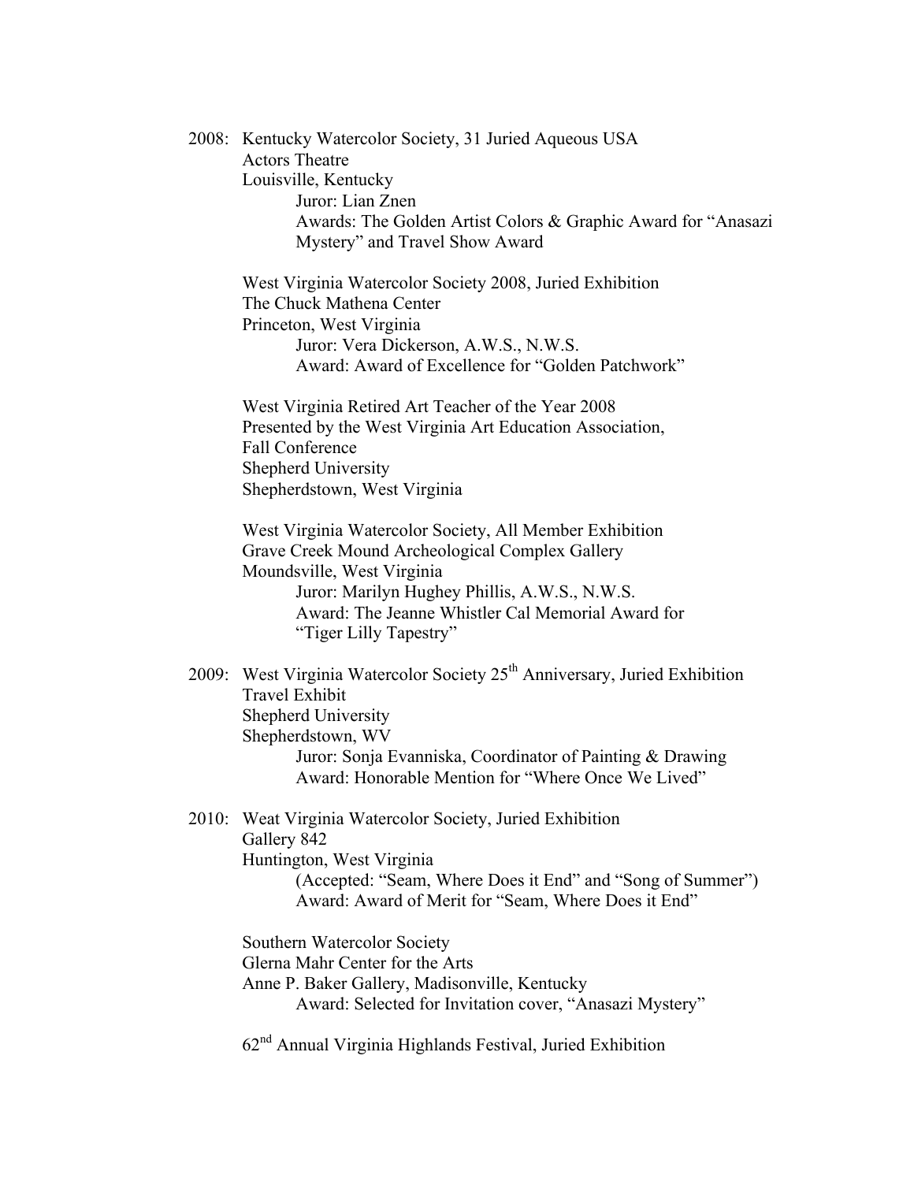2008: Kentucky Watercolor Society, 31 Juried Aqueous USA
Actors Theatre
Louisville, Kentucky
Juror: Lian Znen
Awards: The Golden Artist Colors & Graphic Award for "Anasazi Mystery" and Travel Show Award

West Virginia Watercolor Society 2008, Juried Exhibition
The Chuck Mathena Center
Princeton, West Virginia
Juror: Vera Dickerson, A.W.S., N.W.S.
Award: Award of Excellence for "Golden Patchwork"

West Virginia Retired Art Teacher of the Year 2008
Presented by the West Virginia Art Education Association,
Fall Conference
Shepherd University
Shepherdstown, West Virginia

West Virginia Watercolor Society, All Member Exhibition
Grave Creek Mound Archeological Complex Gallery
Moundsville, West Virginia
Juror: Marilyn Hughey Phillis, A.W.S., N.W.S.
Award: The Jeanne Whistler Cal Memorial Award for "Tiger Lilly Tapestry"

2009: West Virginia Watercolor Society 25th Anniversary, Juried Exhibition
Travel Exhibit
Shepherd University
Shepherdstown, WV
Juror: Sonja Evanniska, Coordinator of Painting & Drawing
Award: Honorable Mention for "Where Once We Lived"

2010: Weat Virginia Watercolor Society, Juried Exhibition
Gallery 842
Huntington, West Virginia
(Accepted: "Seam, Where Does it End" and "Song of Summer")
Award: Award of Merit for "Seam, Where Does it End"

Southern Watercolor Society
Glerna Mahr Center for the Arts
Anne P. Baker Gallery, Madisonville, Kentucky
Award: Selected for Invitation cover, "Anasazi Mystery"

62nd Annual Virginia Highlands Festival, Juried Exhibition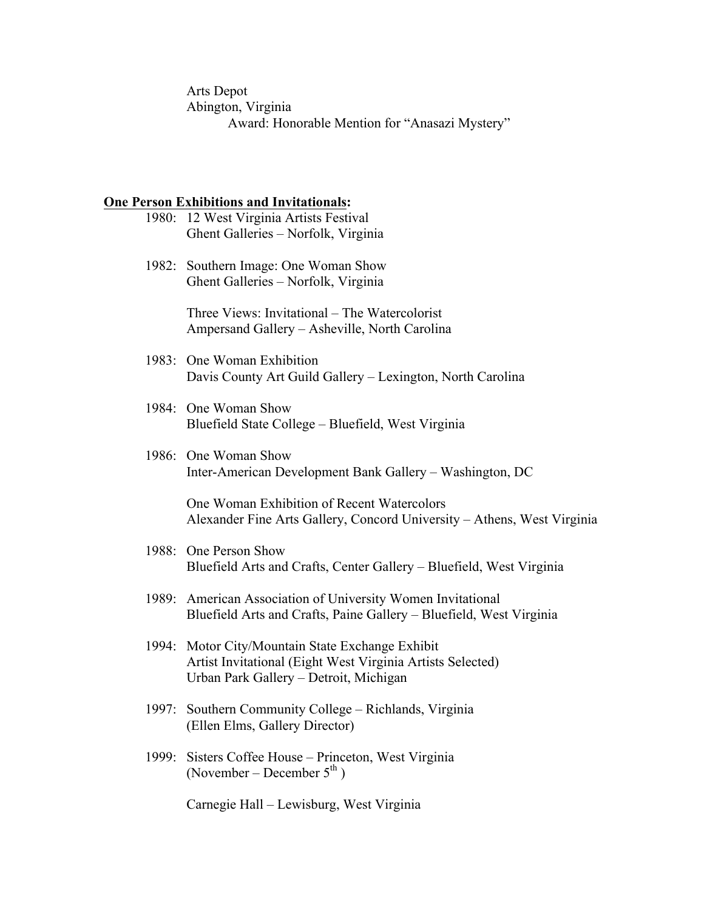Arts Depot
Abington, Virginia
Award: Honorable Mention for "Anasazi Mystery"

**One Person Exhibitions and Invitationals:**

1980: 12 West Virginia Artists Festival
Ghent Galleries – Norfolk, Virginia

1982: Southern Image: One Woman Show
Ghent Galleries – Norfolk, Virginia

Three Views: Invitational – The Watercolorist
Ampersand Gallery – Asheville, North Carolina

1983: One Woman Exhibition
Davis County Art Guild Gallery – Lexington, North Carolina

1984: One Woman Show
Bluefield State College – Bluefield, West Virginia

1986: One Woman Show
Inter-American Development Bank Gallery – Washington, DC

One Woman Exhibition of Recent Watercolors
Alexander Fine Arts Gallery, Concord University – Athens, West Virginia

1988: One Person Show
Bluefield Arts and Crafts, Center Gallery – Bluefield, West Virginia

1989: American Association of University Women Invitational
Bluefield Arts and Crafts, Paine Gallery – Bluefield, West Virginia

1994: Motor City/Mountain State Exchange Exhibit
Artist Invitational (Eight West Virginia Artists Selected)
Urban Park Gallery – Detroit, Michigan

1997: Southern Community College – Richlands, Virginia
(Ellen Elms, Gallery Director)

1999: Sisters Coffee House – Princeton, West Virginia
(November – December 5th )

Carnegie Hall – Lewisburg, West Virginia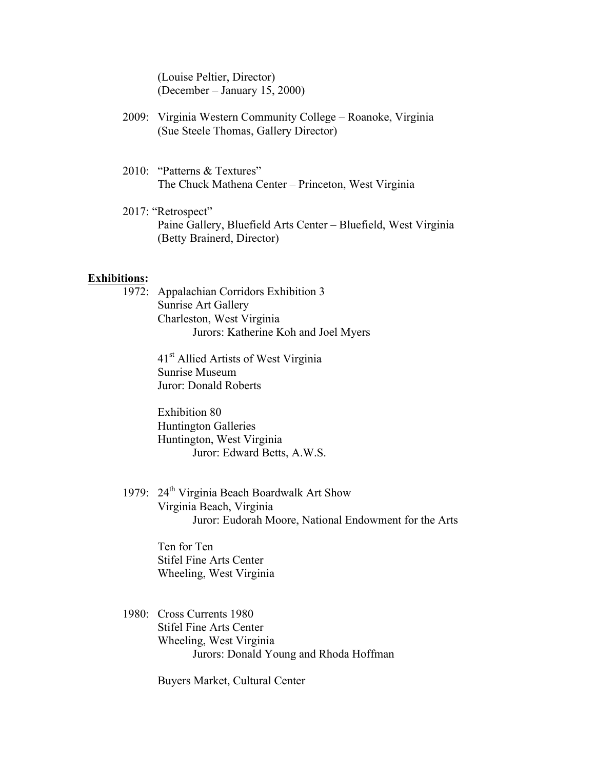(Louise Peltier, Director)
(December – January 15, 2000)

2009: Virginia Western Community College – Roanoke, Virginia
(Sue Steele Thomas, Gallery Director)

2010: "Patterns & Textures"
The Chuck Mathena Center – Princeton, West Virginia

2017: "Retrospect"
Paine Gallery, Bluefield Arts Center – Bluefield, West Virginia
(Betty Brainerd, Director)

**Exhibitions:**

1972: Appalachian Corridors Exhibition 3
Sunrise Art Gallery
Charleston, West Virginia
Jurors: Katherine Koh and Joel Myers

41st Allied Artists of West Virginia
Sunrise Museum
Juror: Donald Roberts

Exhibition 80
Huntington Galleries
Huntington, West Virginia
Juror: Edward Betts, A.W.S.

1979: 24th Virginia Beach Boardwalk Art Show
Virginia Beach, Virginia
Juror: Eudorah Moore, National Endowment for the Arts

Ten for Ten
Stifel Fine Arts Center
Wheeling, West Virginia

1980: Cross Currents 1980
Stifel Fine Arts Center
Wheeling, West Virginia
Jurors: Donald Young and Rhoda Hoffman

Buyers Market, Cultural Center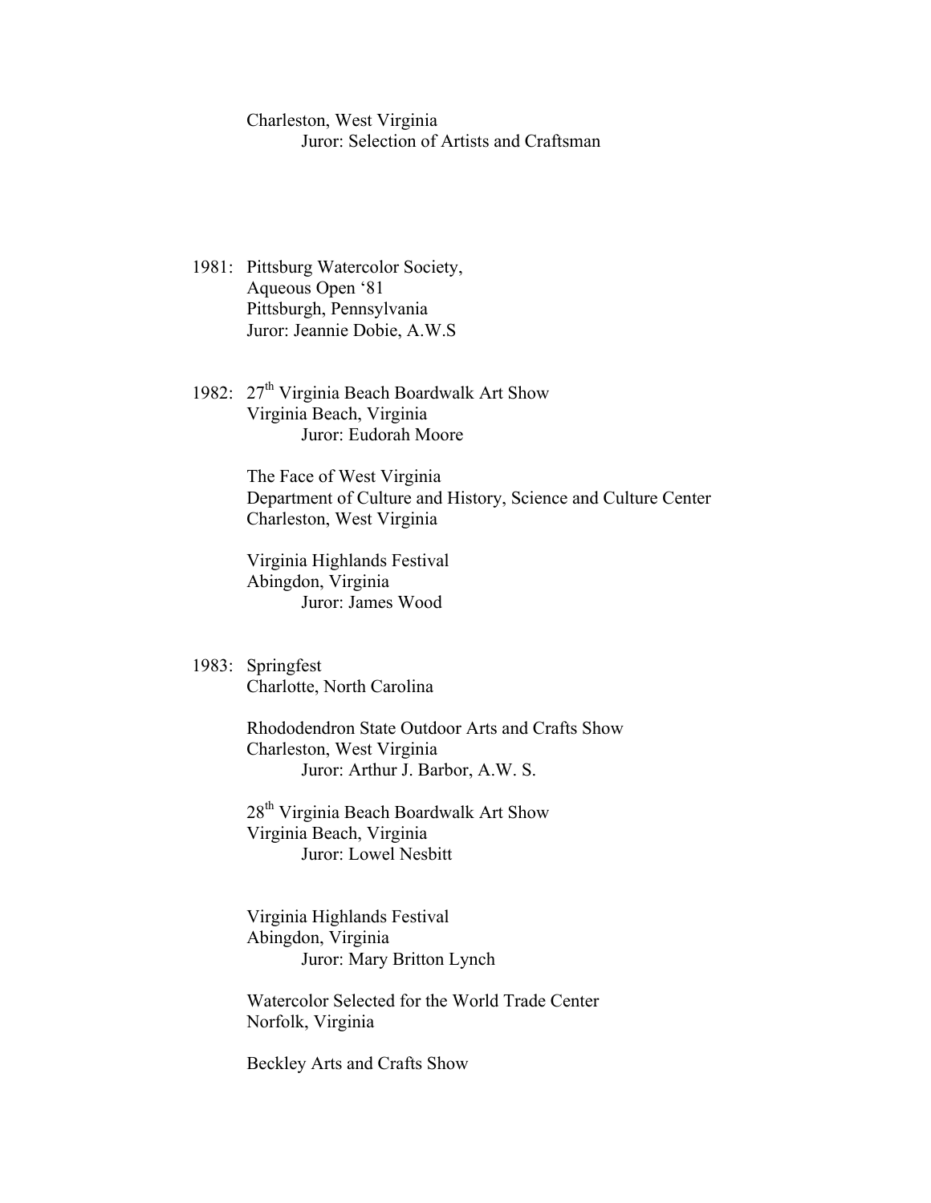Charleston, West Virginia
Juror: Selection of Artists and Craftsman

1981: Pittsburg Watercolor Society,
Aqueous Open '81
Pittsburgh, Pennsylvania
Juror: Jeannie Dobie, A.W.S

1982: 27th Virginia Beach Boardwalk Art Show
Virginia Beach, Virginia
Juror: Eudorah Moore

The Face of West Virginia
Department of Culture and History, Science and Culture Center
Charleston, West Virginia

Virginia Highlands Festival
Abingdon, Virginia
Juror: James Wood

1983: Springfest
Charlotte, North Carolina

Rhododendron State Outdoor Arts and Crafts Show
Charleston, West Virginia
Juror: Arthur J. Barbor, A.W. S.

28th Virginia Beach Boardwalk Art Show
Virginia Beach, Virginia
Juror: Lowel Nesbitt

Virginia Highlands Festival
Abingdon, Virginia
Juror: Mary Britton Lynch

Watercolor Selected for the World Trade Center
Norfolk, Virginia

Beckley Arts and Crafts Show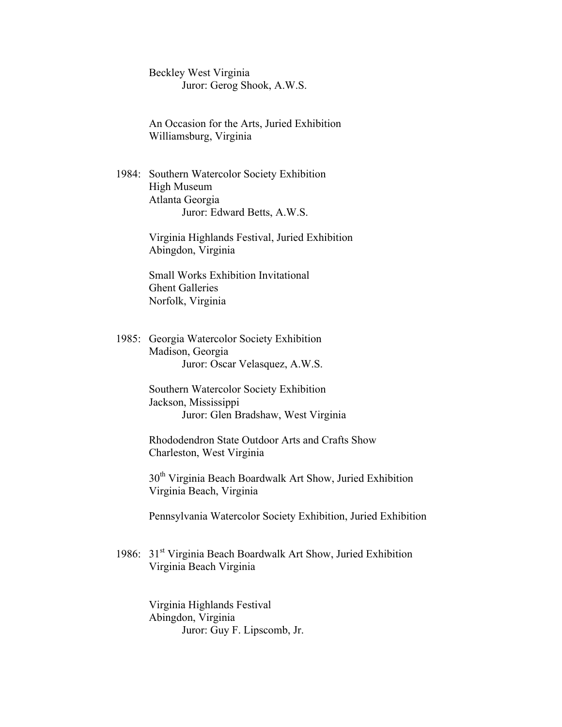Beckley West Virginia
Juror: Gerog Shook, A.W.S.

An Occasion for the Arts, Juried Exhibition
Williamsburg, Virginia

1984: Southern Watercolor Society Exhibition
High Museum
Atlanta Georgia
Juror: Edward Betts, A.W.S.

Virginia Highlands Festival, Juried Exhibition
Abingdon, Virginia

Small Works Exhibition Invitational
Ghent Galleries
Norfolk, Virginia

1985: Georgia Watercolor Society Exhibition
Madison, Georgia
Juror: Oscar Velasquez, A.W.S.

Southern Watercolor Society Exhibition
Jackson, Mississippi
Juror: Glen Bradshaw, West Virginia

Rhododendron State Outdoor Arts and Crafts Show
Charleston, West Virginia

30th Virginia Beach Boardwalk Art Show, Juried Exhibition
Virginia Beach, Virginia

Pennsylvania Watercolor Society Exhibition, Juried Exhibition

1986: 31st Virginia Beach Boardwalk Art Show, Juried Exhibition
Virginia Beach Virginia

Virginia Highlands Festival
Abingdon, Virginia
Juror: Guy F. Lipscomb, Jr.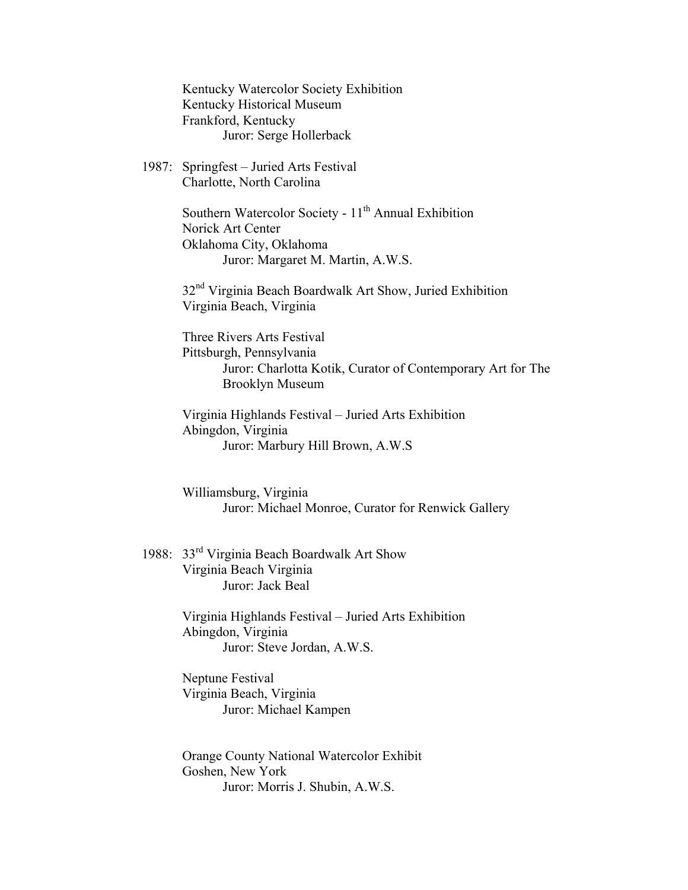Kentucky Watercolor Society Exhibition
Kentucky Historical Museum
Frankford, Kentucky
    Juror: Serge Hollerback

1987: Springfest – Juried Arts Festival
Charlotte, North Carolina

Southern Watercolor Society - 11th Annual Exhibition
Norick Art Center
Oklahoma City, Oklahoma
    Juror: Margaret M. Martin, A.W.S.

32nd Virginia Beach Boardwalk Art Show, Juried Exhibition
Virginia Beach, Virginia

Three Rivers Arts Festival
Pittsburgh, Pennsylvania
    Juror: Charlotta Kotik, Curator of Contemporary Art for The Brooklyn Museum

Virginia Highlands Festival – Juried Arts Exhibition
Abingdon, Virginia
    Juror: Marbury Hill Brown, A.W.S

Williamsburg, Virginia
    Juror: Michael Monroe, Curator for Renwick Gallery

1988: 33rd Virginia Beach Boardwalk Art Show
Virginia Beach Virginia
    Juror: Jack Beal

Virginia Highlands Festival – Juried Arts Exhibition
Abingdon, Virginia
    Juror: Steve Jordan, A.W.S.

Neptune Festival
Virginia Beach, Virginia
    Juror: Michael Kampen

Orange County National Watercolor Exhibit
Goshen, New York
    Juror: Morris J. Shubin, A.W.S.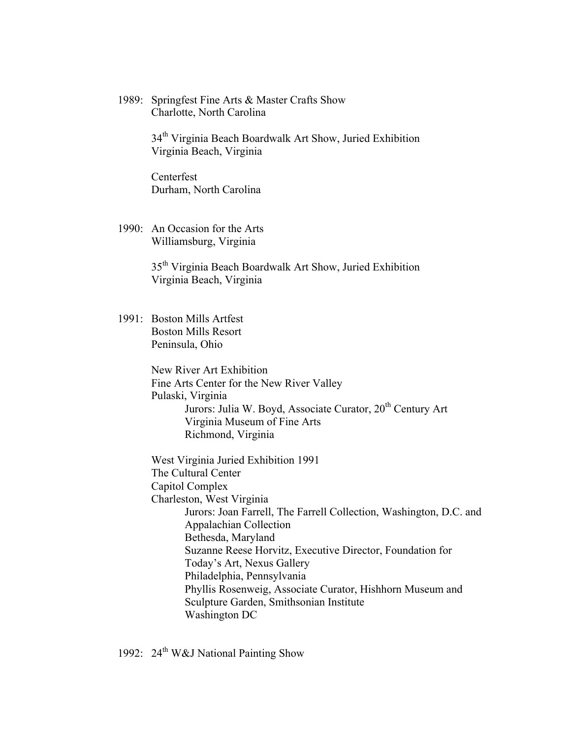1989: Springfest Fine Arts & Master Crafts Show
Charlotte, North Carolina

34th Virginia Beach Boardwalk Art Show, Juried Exhibition
Virginia Beach, Virginia

Centerfest
Durham, North Carolina

1990: An Occasion for the Arts
Williamsburg, Virginia

35th Virginia Beach Boardwalk Art Show, Juried Exhibition
Virginia Beach, Virginia

1991: Boston Mills Artfest
Boston Mills Resort
Peninsula, Ohio

New River Art Exhibition
Fine Arts Center for the New River Valley
Pulaski, Virginia
Jurors: Julia W. Boyd, Associate Curator, 20th Century Art
Virginia Museum of Fine Arts
Richmond, Virginia

West Virginia Juried Exhibition 1991
The Cultural Center
Capitol Complex
Charleston, West Virginia
Jurors: Joan Farrell, The Farrell Collection, Washington, D.C. and Appalachian Collection
Bethesda, Maryland
Suzanne Reese Horvitz, Executive Director, Foundation for Today's Art, Nexus Gallery
Philadelphia, Pennsylvania
Phyllis Rosenweig, Associate Curator, Hishhorn Museum and Sculpture Garden, Smithsonian Institute
Washington DC

1992: 24th W&J National Painting Show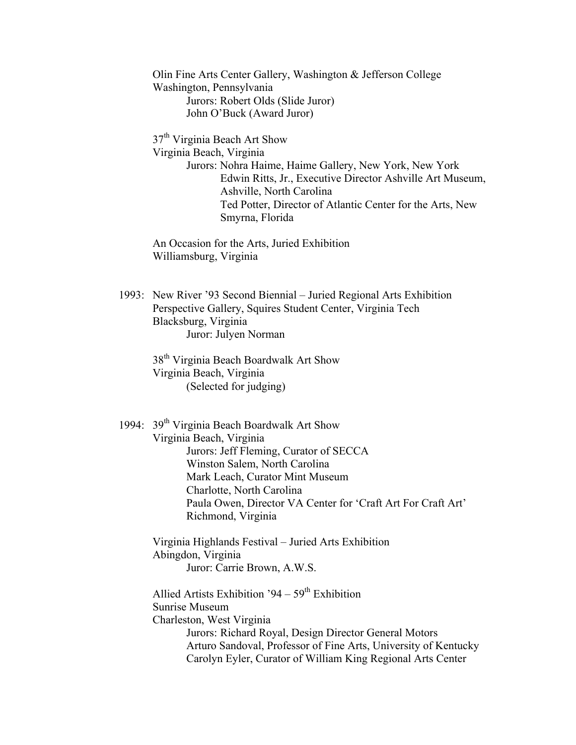Olin Fine Arts Center Gallery, Washington & Jefferson College
Washington, Pennsylvania
Jurors: Robert Olds (Slide Juror)
John O'Buck (Award Juror)

37th Virginia Beach Art Show
Virginia Beach, Virginia
Jurors: Nohra Haime, Haime Gallery, New York, New York
Edwin Ritts, Jr., Executive Director Ashville Art Museum, Ashville, North Carolina
Ted Potter, Director of Atlantic Center for the Arts, New Smyrna, Florida

An Occasion for the Arts, Juried Exhibition
Williamsburg, Virginia

1993: New River '93 Second Biennial – Juried Regional Arts Exhibition
Perspective Gallery, Squires Student Center, Virginia Tech
Blacksburg, Virginia
Juror: Julyen Norman

38th Virginia Beach Boardwalk Art Show
Virginia Beach, Virginia
(Selected for judging)

1994: 39th Virginia Beach Boardwalk Art Show
Virginia Beach, Virginia
Jurors: Jeff Fleming, Curator of SECCA
Winston Salem, North Carolina
Mark Leach, Curator Mint Museum
Charlotte, North Carolina
Paula Owen, Director VA Center for 'Craft Art For Craft Art'
Richmond, Virginia

Virginia Highlands Festival – Juried Arts Exhibition
Abingdon, Virginia
Juror: Carrie Brown, A.W.S.

Allied Artists Exhibition '94 – 59th Exhibition
Sunrise Museum
Charleston, West Virginia
Jurors: Richard Royal, Design Director General Motors
Arturo Sandoval, Professor of Fine Arts, University of Kentucky
Carolyn Eyler, Curator of William King Regional Arts Center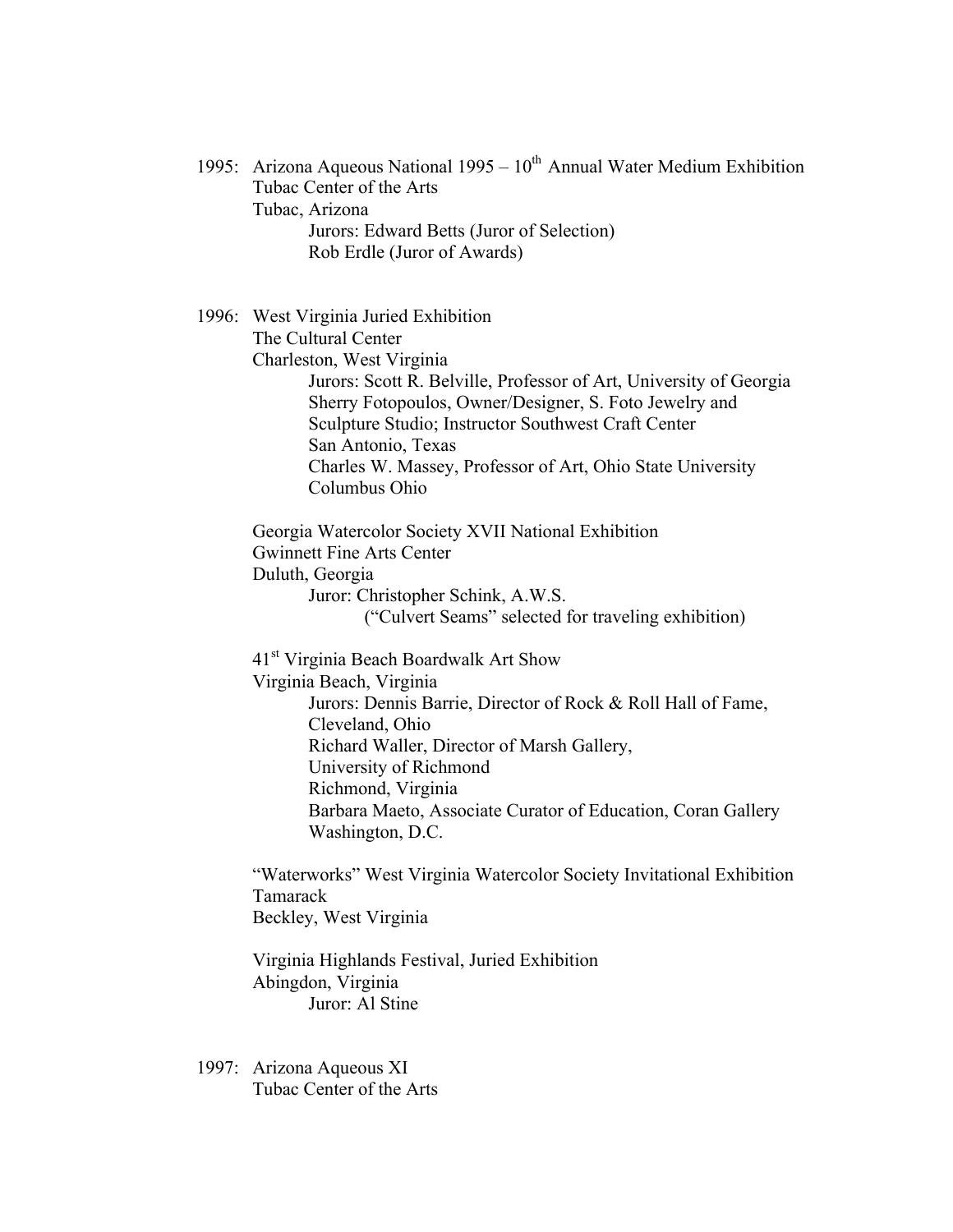1995: Arizona Aqueous National 1995 – 10th Annual Water Medium Exhibition
Tubac Center of the Arts
Tubac, Arizona
Jurors: Edward Betts (Juror of Selection)
Rob Erdle (Juror of Awards)

1996: West Virginia Juried Exhibition
The Cultural Center
Charleston, West Virginia
Jurors: Scott R. Belville, Professor of Art, University of Georgia
Sherry Fotopoulos, Owner/Designer, S. Foto Jewelry and Sculpture Studio; Instructor Southwest Craft Center
San Antonio, Texas
Charles W. Massey, Professor of Art, Ohio State University
Columbus Ohio

Georgia Watercolor Society XVII National Exhibition
Gwinnett Fine Arts Center
Duluth, Georgia
Juror: Christopher Schink, A.W.S.
("Culvert Seams" selected for traveling exhibition)

41st Virginia Beach Boardwalk Art Show
Virginia Beach, Virginia
Jurors: Dennis Barrie, Director of Rock & Roll Hall of Fame, Cleveland, Ohio
Richard Waller, Director of Marsh Gallery, University of Richmond
Richmond, Virginia
Barbara Maeto, Associate Curator of Education, Coran Gallery
Washington, D.C.

"Waterworks" West Virginia Watercolor Society Invitational Exhibition
Tamarack
Beckley, West Virginia

Virginia Highlands Festival, Juried Exhibition
Abingdon, Virginia
Juror: Al Stine

1997: Arizona Aqueous XI
Tubac Center of the Arts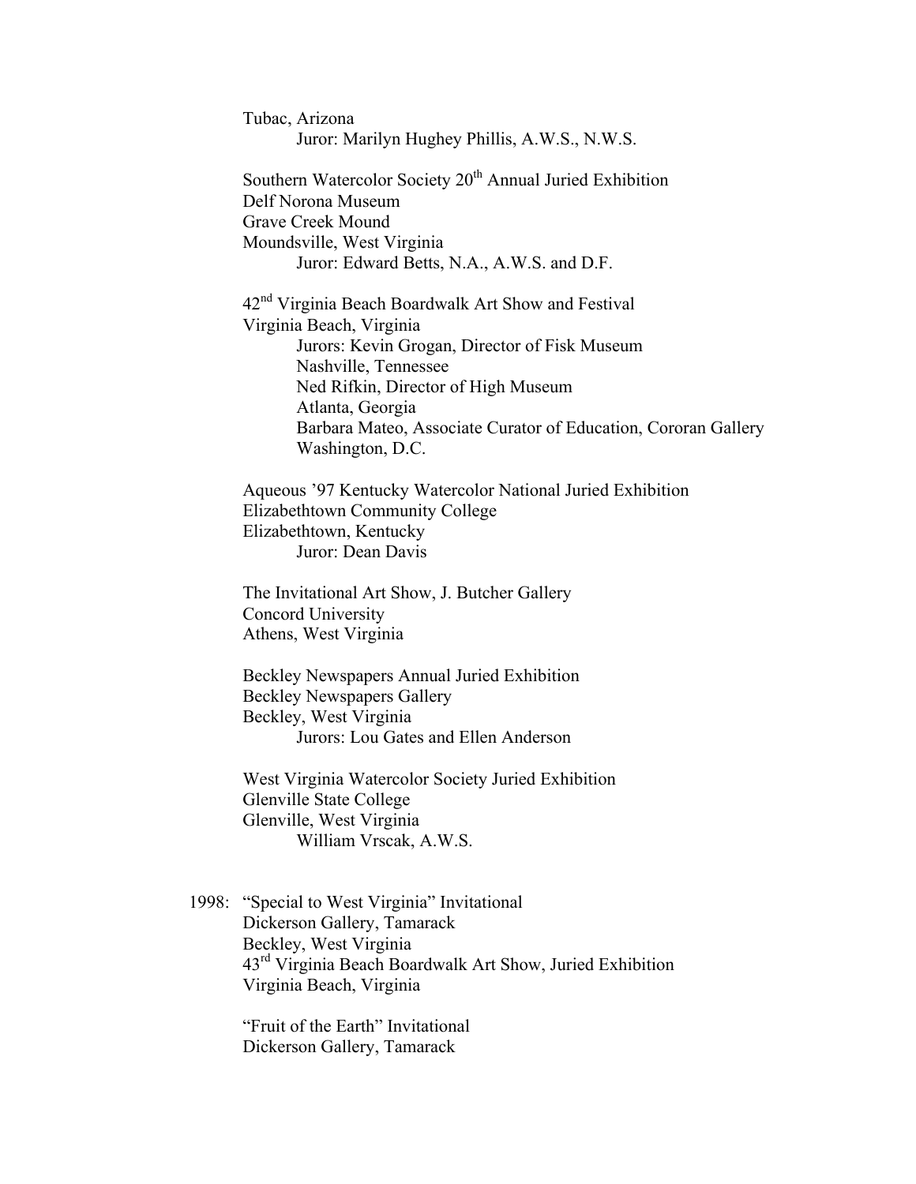Tubac, Arizona
Juror: Marilyn Hughey Phillis, A.W.S., N.W.S.

Southern Watercolor Society 20th Annual Juried Exhibition
Delf Norona Museum
Grave Creek Mound
Moundsville, West Virginia
Juror: Edward Betts, N.A., A.W.S. and D.F.

42nd Virginia Beach Boardwalk Art Show and Festival
Virginia Beach, Virginia
Jurors: Kevin Grogan, Director of Fisk Museum
Nashville, Tennessee
Ned Rifkin, Director of High Museum
Atlanta, Georgia
Barbara Mateo, Associate Curator of Education, Cororan Gallery
Washington, D.C.

Aqueous '97 Kentucky Watercolor National Juried Exhibition
Elizabethtown Community College
Elizabethtown, Kentucky
Juror: Dean Davis

The Invitational Art Show, J. Butcher Gallery
Concord University
Athens, West Virginia

Beckley Newspapers Annual Juried Exhibition
Beckley Newspapers Gallery
Beckley, West Virginia
Jurors: Lou Gates and Ellen Anderson

West Virginia Watercolor Society Juried Exhibition
Glenville State College
Glenville, West Virginia
William Vrscak, A.W.S.

1998: "Special to West Virginia" Invitational
Dickerson Gallery, Tamarack
Beckley, West Virginia
43rd Virginia Beach Boardwalk Art Show, Juried Exhibition
Virginia Beach, Virginia

"Fruit of the Earth" Invitational
Dickerson Gallery, Tamarack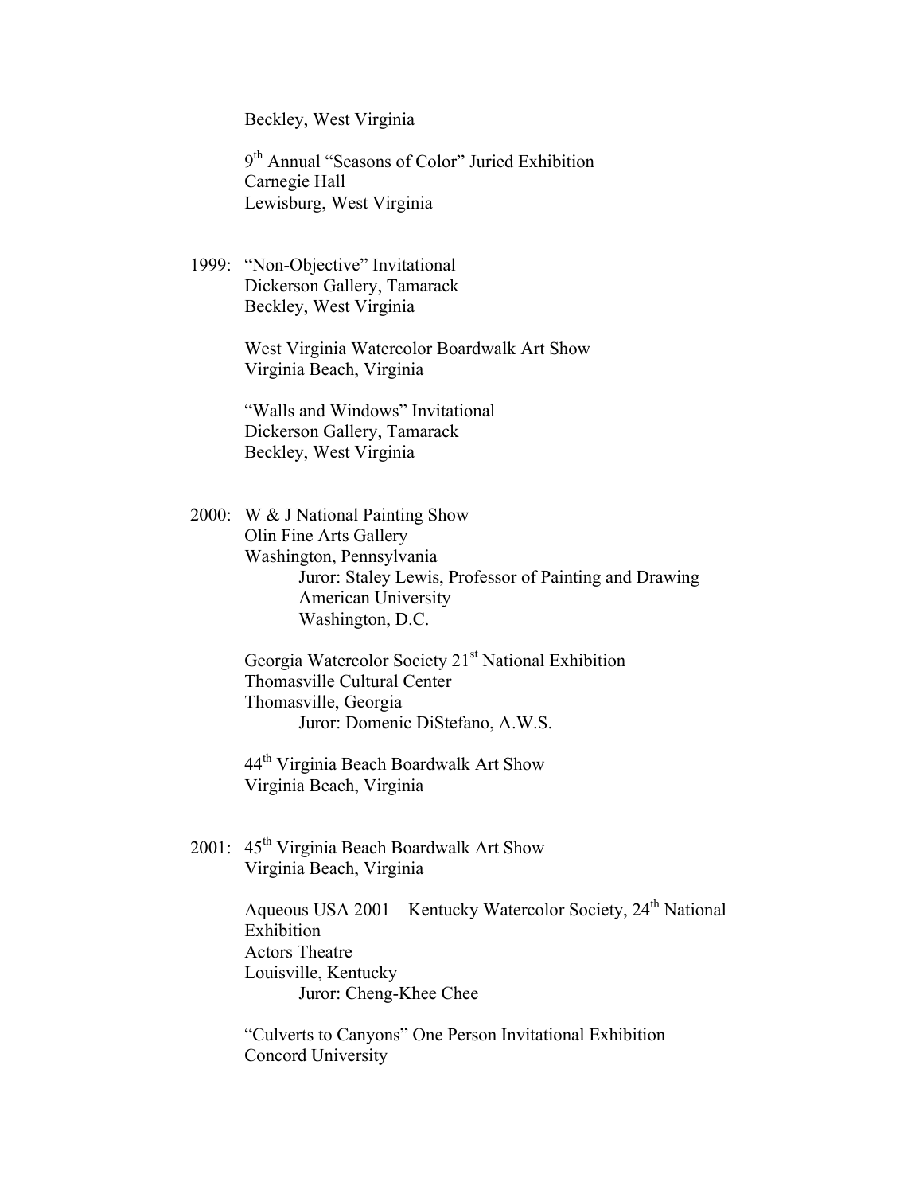Beckley, West Virginia

9th Annual "Seasons of Color" Juried Exhibition
Carnegie Hall
Lewisburg, West Virginia

1999: "Non-Objective" Invitational
Dickerson Gallery, Tamarack
Beckley, West Virginia

West Virginia Watercolor Boardwalk Art Show
Virginia Beach, Virginia

"Walls and Windows" Invitational
Dickerson Gallery, Tamarack
Beckley, West Virginia

2000: W & J National Painting Show
Olin Fine Arts Gallery
Washington, Pennsylvania
Juror: Staley Lewis, Professor of Painting and Drawing
American University
Washington, D.C.

Georgia Watercolor Society 21st National Exhibition
Thomasville Cultural Center
Thomasville, Georgia
Juror: Domenic DiStefano, A.W.S.

44th Virginia Beach Boardwalk Art Show
Virginia Beach, Virginia

2001: 45th Virginia Beach Boardwalk Art Show
Virginia Beach, Virginia

Aqueous USA 2001 – Kentucky Watercolor Society, 24th National Exhibition
Actors Theatre
Louisville, Kentucky
Juror: Cheng-Khee Chee

"Culverts to Canyons" One Person Invitational Exhibition
Concord University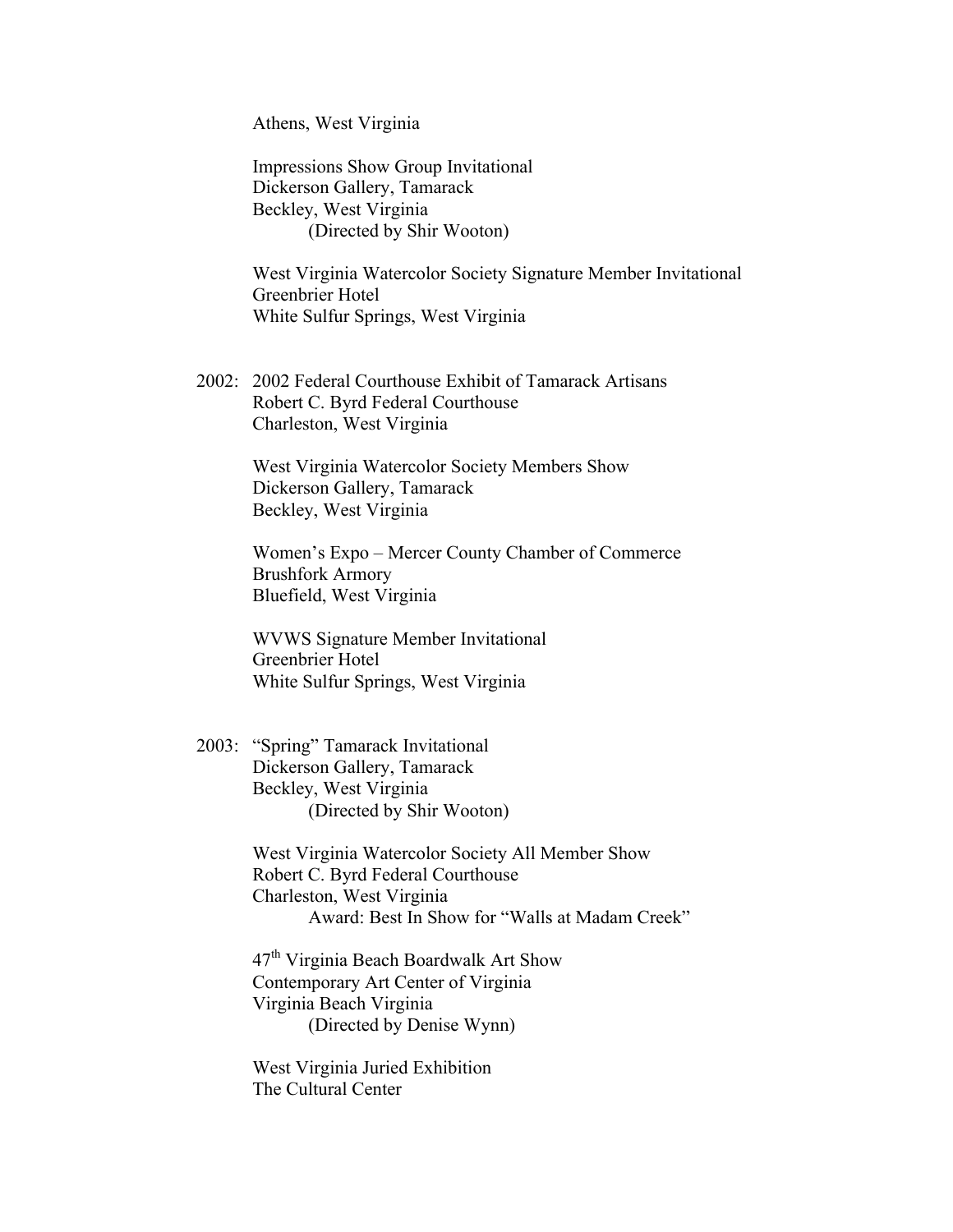Athens, West Virginia

Impressions Show Group Invitational
Dickerson Gallery, Tamarack
Beckley, West Virginia
(Directed by Shir Wooton)

West Virginia Watercolor Society Signature Member Invitational
Greenbrier Hotel
White Sulfur Springs, West Virginia

2002: 2002 Federal Courthouse Exhibit of Tamarack Artisans
Robert C. Byrd Federal Courthouse
Charleston, West Virginia

West Virginia Watercolor Society Members Show
Dickerson Gallery, Tamarack
Beckley, West Virginia

Women's Expo – Mercer County Chamber of Commerce
Brushfork Armory
Bluefield, West Virginia

WVWS Signature Member Invitational
Greenbrier Hotel
White Sulfur Springs, West Virginia

2003: "Spring" Tamarack Invitational
Dickerson Gallery, Tamarack
Beckley, West Virginia
(Directed by Shir Wooton)

West Virginia Watercolor Society All Member Show
Robert C. Byrd Federal Courthouse
Charleston, West Virginia
Award: Best In Show for "Walls at Madam Creek"

47th Virginia Beach Boardwalk Art Show
Contemporary Art Center of Virginia
Virginia Beach Virginia
(Directed by Denise Wynn)

West Virginia Juried Exhibition
The Cultural Center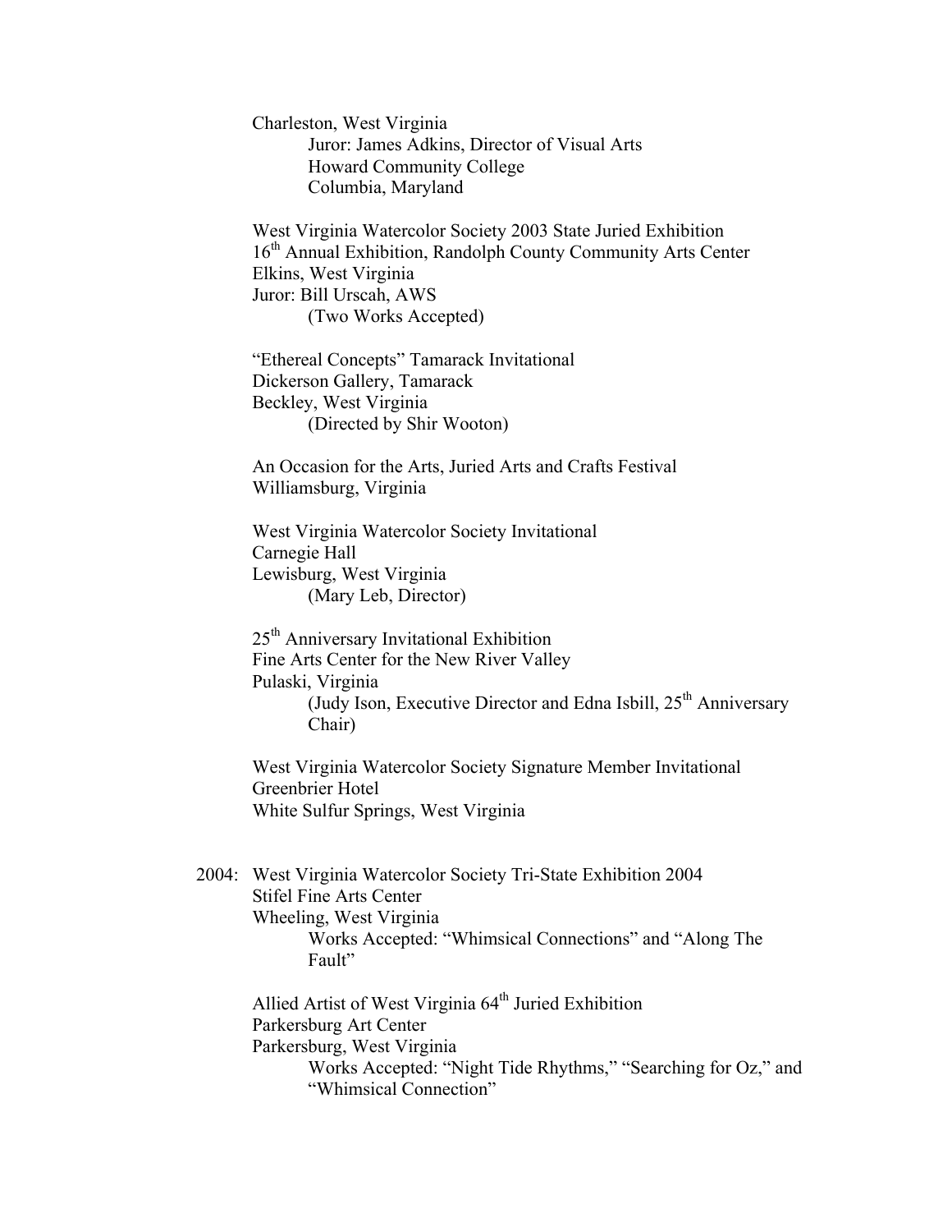Charleston, West Virginia

  Juror: James Adkins, Director of Visual Arts
  Howard Community College
  Columbia, Maryland

West Virginia Watercolor Society 2003 State Juried Exhibition
16th Annual Exhibition, Randolph County Community Arts Center
Elkins, West Virginia
Juror: Bill Urscah, AWS

  (Two Works Accepted)

"Ethereal Concepts" Tamarack Invitational
Dickerson Gallery, Tamarack
Beckley, West Virginia

  (Directed by Shir Wooton)

An Occasion for the Arts, Juried Arts and Crafts Festival
Williamsburg, Virginia

West Virginia Watercolor Society Invitational
Carnegie Hall
Lewisburg, West Virginia

  (Mary Leb, Director)

25th Anniversary Invitational Exhibition
Fine Arts Center for the New River Valley
Pulaski, Virginia

  (Judy Ison, Executive Director and Edna Isbill, 25th Anniversary Chair)

West Virginia Watercolor Society Signature Member Invitational
Greenbrier Hotel
White Sulfur Springs, West Virginia

2004: West Virginia Watercolor Society Tri-State Exhibition 2004
Stifel Fine Arts Center
Wheeling, West Virginia

  Works Accepted: "Whimsical Connections" and "Along The Fault"

Allied Artist of West Virginia 64th Juried Exhibition
Parkersburg Art Center
Parkersburg, West Virginia

  Works Accepted: "Night Tide Rhythms," "Searching for Oz," and "Whimsical Connection"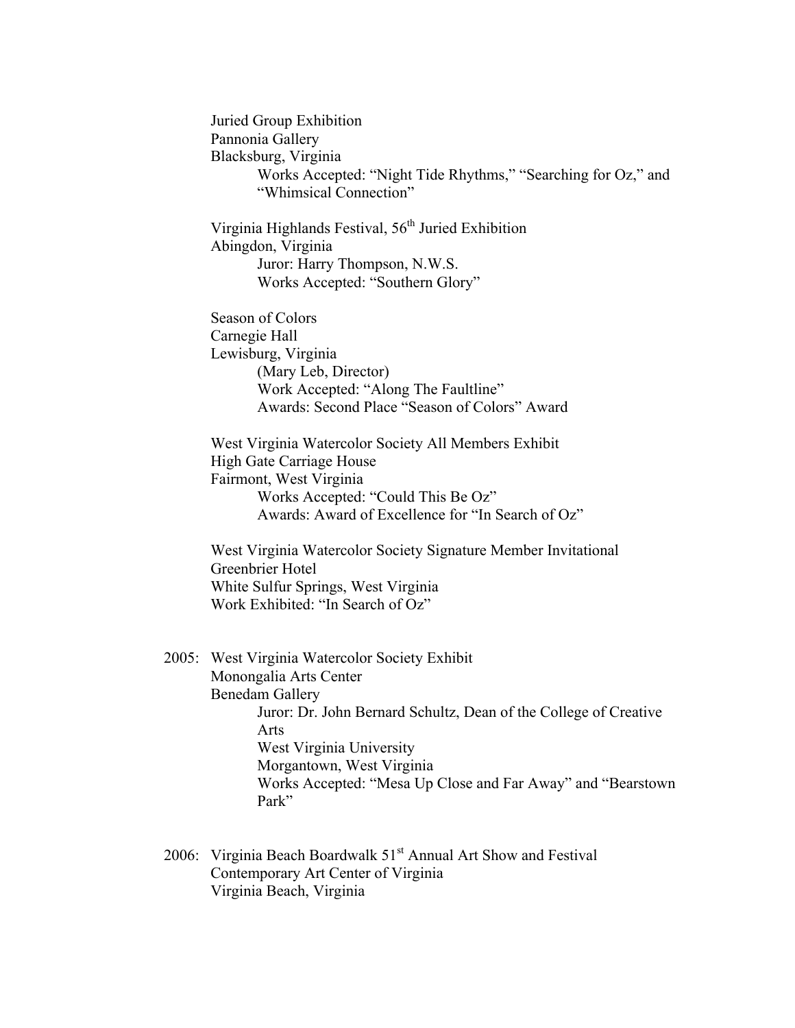Juried Group Exhibition
Pannonia Gallery
Blacksburg, Virginia
  Works Accepted: "Night Tide Rhythms," "Searching for Oz," and "Whimsical Connection"

Virginia Highlands Festival, 56th Juried Exhibition
Abingdon, Virginia
  Juror: Harry Thompson, N.W.S.
  Works Accepted: "Southern Glory"

Season of Colors
Carnegie Hall
Lewisburg, Virginia
  (Mary Leb, Director)
  Work Accepted: "Along The Faultline"
  Awards: Second Place "Season of Colors" Award

West Virginia Watercolor Society All Members Exhibit
High Gate Carriage House
Fairmont, West Virginia
  Works Accepted: "Could This Be Oz"
  Awards: Award of Excellence for "In Search of Oz"

West Virginia Watercolor Society Signature Member Invitational
Greenbrier Hotel
White Sulfur Springs, West Virginia
Work Exhibited: "In Search of Oz"

2005: West Virginia Watercolor Society Exhibit
Monongalia Arts Center
Benedam Gallery
  Juror: Dr. John Bernard Schultz, Dean of the College of Creative Arts
  West Virginia University
  Morgantown, West Virginia
  Works Accepted: "Mesa Up Close and Far Away" and "Bearstown Park"

2006: Virginia Beach Boardwalk 51st Annual Art Show and Festival
Contemporary Art Center of Virginia
Virginia Beach, Virginia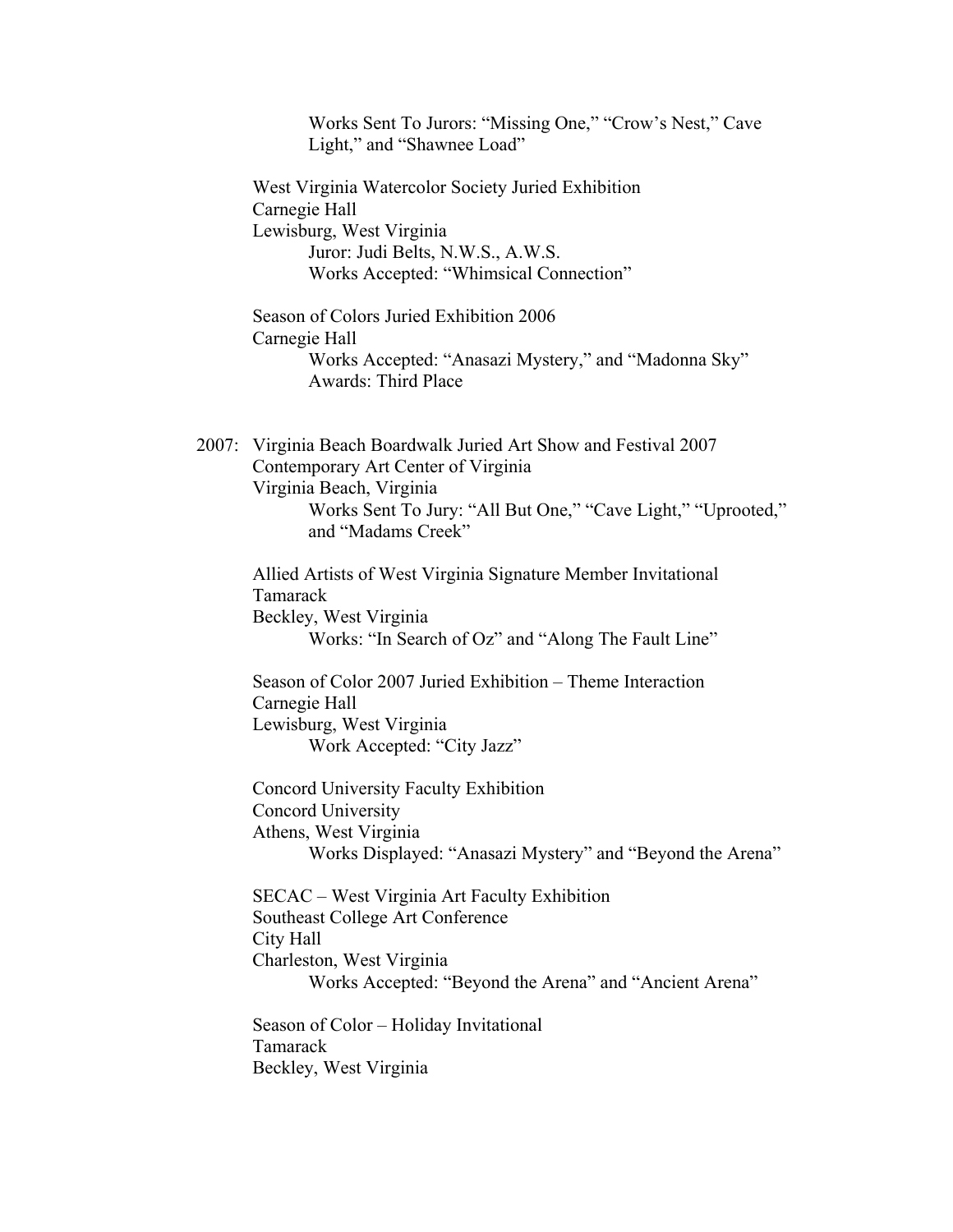Works Sent To Jurors: "Missing One," "Crow's Nest," Cave Light," and "Shawnee Load"

West Virginia Watercolor Society Juried Exhibition
Carnegie Hall
Lewisburg, West Virginia
    Juror: Judi Belts, N.W.S., A.W.S.
    Works Accepted: "Whimsical Connection"

Season of Colors Juried Exhibition 2006
Carnegie Hall
    Works Accepted: "Anasazi Mystery," and "Madonna Sky"
    Awards: Third Place

2007: Virginia Beach Boardwalk Juried Art Show and Festival 2007
Contemporary Art Center of Virginia
Virginia Beach, Virginia
    Works Sent To Jury: "All But One," "Cave Light," "Uprooted," and "Madams Creek"

Allied Artists of West Virginia Signature Member Invitational
Tamarack
Beckley, West Virginia
    Works: "In Search of Oz" and "Along The Fault Line"

Season of Color 2007 Juried Exhibition – Theme Interaction
Carnegie Hall
Lewisburg, West Virginia
    Work Accepted: "City Jazz"

Concord University Faculty Exhibition
Concord University
Athens, West Virginia
    Works Displayed: "Anasazi Mystery" and "Beyond the Arena"

SECAC – West Virginia Art Faculty Exhibition
Southeast College Art Conference
City Hall
Charleston, West Virginia
    Works Accepted: "Beyond the Arena" and "Ancient Arena"

Season of Color – Holiday Invitational
Tamarack
Beckley, West Virginia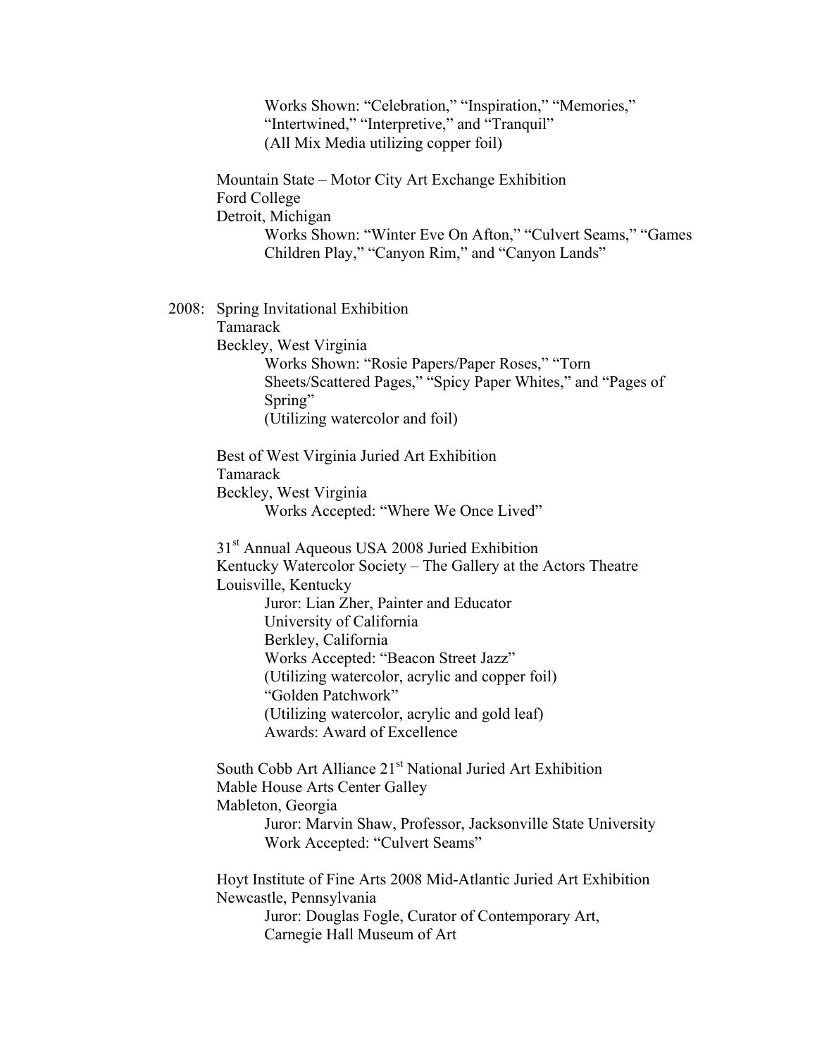Works Shown: "Celebration," "Inspiration," "Memories," "Intertwined," "Interpretive," and "Tranquil"
(All Mix Media utilizing copper foil)

Mountain State – Motor City Art Exchange Exhibition
Ford College
Detroit, Michigan
Works Shown: "Winter Eve On Afton," "Culvert Seams," "Games Children Play," "Canyon Rim," and "Canyon Lands"

2008: Spring Invitational Exhibition
Tamarack
Beckley, West Virginia
Works Shown: "Rosie Papers/Paper Roses," "Torn Sheets/Scattered Pages," "Spicy Paper Whites," and "Pages of Spring"
(Utilizing watercolor and foil)

Best of West Virginia Juried Art Exhibition
Tamarack
Beckley, West Virginia
Works Accepted: "Where We Once Lived"

31st Annual Aqueous USA 2008 Juried Exhibition
Kentucky Watercolor Society – The Gallery at the Actors Theatre
Louisville, Kentucky
Juror: Lian Zher, Painter and Educator
University of California
Berkley, California
Works Accepted: "Beacon Street Jazz"
(Utilizing watercolor, acrylic and copper foil)
"Golden Patchwork"
(Utilizing watercolor, acrylic and gold leaf)
Awards: Award of Excellence

South Cobb Art Alliance 21st National Juried Art Exhibition
Mable House Arts Center Galley
Mableton, Georgia
Juror: Marvin Shaw, Professor, Jacksonville State University
Work Accepted: "Culvert Seams"

Hoyt Institute of Fine Arts 2008 Mid-Atlantic Juried Art Exhibition
Newcastle, Pennsylvania
Juror: Douglas Fogle, Curator of Contemporary Art,
Carnegie Hall Museum of Art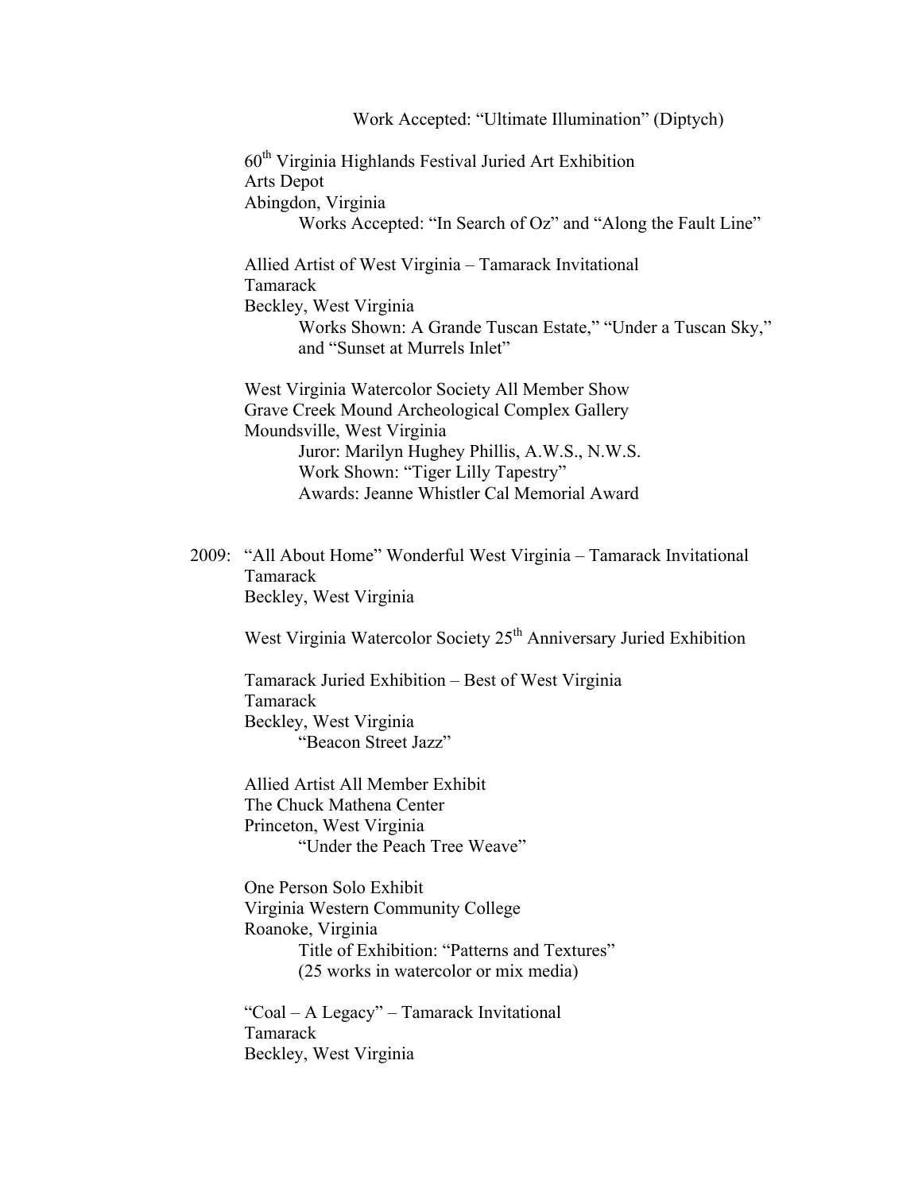Work Accepted: "Ultimate Illumination" (Diptych)

60th Virginia Highlands Festival Juried Art Exhibition
Arts Depot
Abingdon, Virginia
Works Accepted: "In Search of Oz" and "Along the Fault Line"

Allied Artist of West Virginia – Tamarack Invitational
Tamarack
Beckley, West Virginia
Works Shown: A Grande Tuscan Estate," "Under a Tuscan Sky," and "Sunset at Murrels Inlet"

West Virginia Watercolor Society All Member Show
Grave Creek Mound Archeological Complex Gallery
Moundsville, West Virginia
Juror: Marilyn Hughey Phillis, A.W.S., N.W.S.
Work Shown: "Tiger Lilly Tapestry"
Awards: Jeanne Whistler Cal Memorial Award

2009: "All About Home" Wonderful West Virginia – Tamarack Invitational
Tamarack
Beckley, West Virginia

West Virginia Watercolor Society 25th Anniversary Juried Exhibition

Tamarack Juried Exhibition – Best of West Virginia
Tamarack
Beckley, West Virginia
"Beacon Street Jazz"

Allied Artist All Member Exhibit
The Chuck Mathena Center
Princeton, West Virginia
"Under the Peach Tree Weave"

One Person Solo Exhibit
Virginia Western Community College
Roanoke, Virginia
Title of Exhibition: "Patterns and Textures"
(25 works in watercolor or mix media)

"Coal – A Legacy" – Tamarack Invitational
Tamarack
Beckley, West Virginia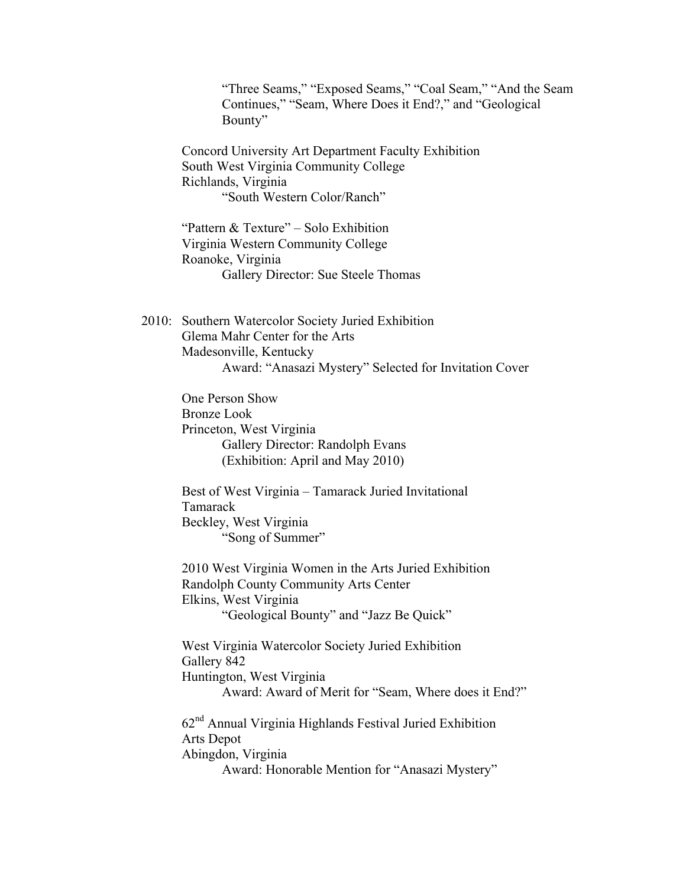"Three Seams," "Exposed Seams," "Coal Seam," "And the Seam Continues," "Seam, Where Does it End?," and "Geological Bounty"

Concord University Art Department Faculty Exhibition
South West Virginia Community College
Richlands, Virginia
"South Western Color/Ranch"

"Pattern & Texture" – Solo Exhibition
Virginia Western Community College
Roanoke, Virginia
Gallery Director: Sue Steele Thomas

2010: Southern Watercolor Society Juried Exhibition
Glema Mahr Center for the Arts
Madesonville, Kentucky
Award: "Anasazi Mystery" Selected for Invitation Cover

One Person Show
Bronze Look
Princeton, West Virginia
Gallery Director: Randolph Evans
(Exhibition: April and May 2010)

Best of West Virginia – Tamarack Juried Invitational
Tamarack
Beckley, West Virginia
"Song of Summer"

2010 West Virginia Women in the Arts Juried Exhibition
Randolph County Community Arts Center
Elkins, West Virginia
"Geological Bounty" and "Jazz Be Quick"

West Virginia Watercolor Society Juried Exhibition
Gallery 842
Huntington, West Virginia
Award: Award of Merit for "Seam, Where does it End?"

62nd Annual Virginia Highlands Festival Juried Exhibition
Arts Depot
Abingdon, Virginia
Award: Honorable Mention for "Anasazi Mystery"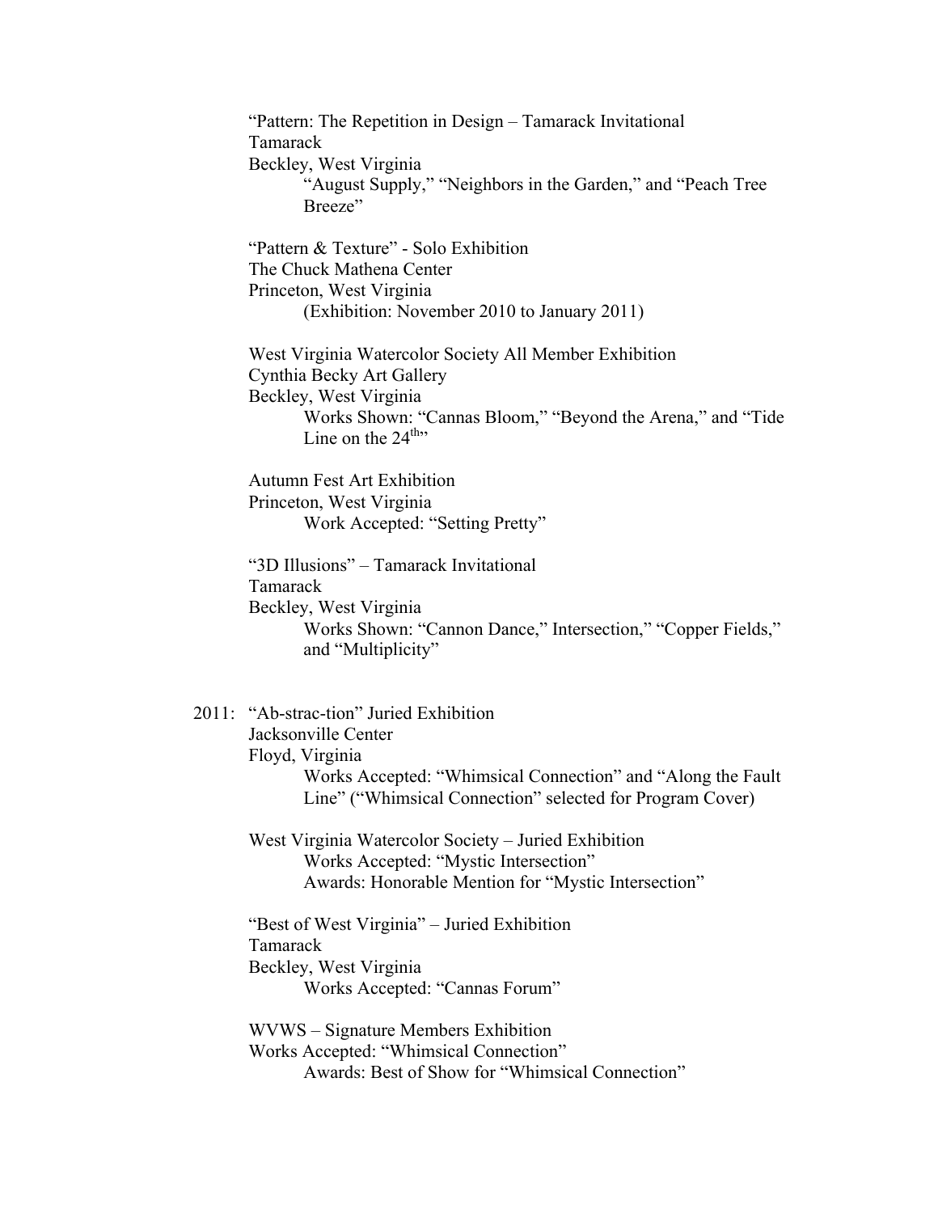"Pattern: The Repetition in Design – Tamarack Invitational
Tamarack
Beckley, West Virginia
    "August Supply," "Neighbors in the Garden," and "Peach Tree Breeze"

"Pattern & Texture" - Solo Exhibition
The Chuck Mathena Center
Princeton, West Virginia
    (Exhibition: November 2010 to January 2011)

West Virginia Watercolor Society All Member Exhibition
Cynthia Becky Art Gallery
Beckley, West Virginia
    Works Shown: "Cannas Bloom," "Beyond the Arena," and "Tide Line on the 24th"

Autumn Fest Art Exhibition
Princeton, West Virginia
    Work Accepted: "Setting Pretty"

"3D Illusions" – Tamarack Invitational
Tamarack
Beckley, West Virginia
    Works Shown: "Cannon Dance," Intersection," "Copper Fields," and "Multiplicity"

2011: "Ab-strac-tion" Juried Exhibition
Jacksonville Center
Floyd, Virginia
    Works Accepted: "Whimsical Connection" and "Along the Fault Line" ("Whimsical Connection" selected for Program Cover)

West Virginia Watercolor Society – Juried Exhibition
    Works Accepted: "Mystic Intersection"
    Awards: Honorable Mention for "Mystic Intersection"

"Best of West Virginia" – Juried Exhibition
Tamarack
Beckley, West Virginia
    Works Accepted: "Cannas Forum"

WVWS – Signature Members Exhibition
Works Accepted: "Whimsical Connection"
    Awards: Best of Show for "Whimsical Connection"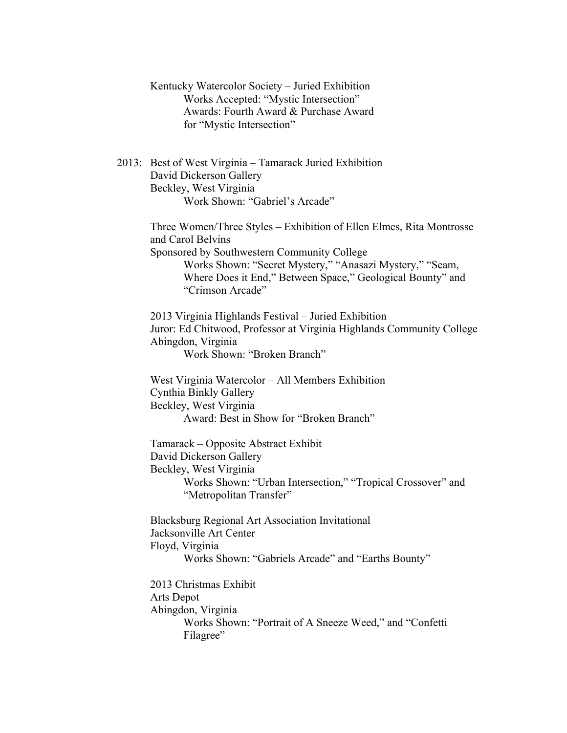Kentucky Watercolor Society – Juried Exhibition
  Works Accepted: "Mystic Intersection"
  Awards: Fourth Award & Purchase Award for "Mystic Intersection"

2013: Best of West Virginia – Tamarack Juried Exhibition
David Dickerson Gallery
Beckley, West Virginia
  Work Shown: "Gabriel's Arcade"

Three Women/Three Styles – Exhibition of Ellen Elmes, Rita Montrosse and Carol Belvins
Sponsored by Southwestern Community College
  Works Shown: "Secret Mystery," "Anasazi Mystery," "Seam, Where Does it End," Between Space," Geological Bounty" and "Crimson Arcade"

2013 Virginia Highlands Festival – Juried Exhibition
Juror: Ed Chitwood, Professor at Virginia Highlands Community College
Abingdon, Virginia
  Work Shown: "Broken Branch"

West Virginia Watercolor – All Members Exhibition
Cynthia Binkly Gallery
Beckley, West Virginia
  Award: Best in Show for "Broken Branch"

Tamarack – Opposite Abstract Exhibit
David Dickerson Gallery
Beckley, West Virginia
  Works Shown: "Urban Intersection," "Tropical Crossover" and "Metropolitan Transfer"

Blacksburg Regional Art Association Invitational
Jacksonville Art Center
Floyd, Virginia
  Works Shown: "Gabriels Arcade" and "Earths Bounty"

2013 Christmas Exhibit
Arts Depot
Abingdon, Virginia
  Works Shown: "Portrait of A Sneeze Weed," and "Confetti Filagree"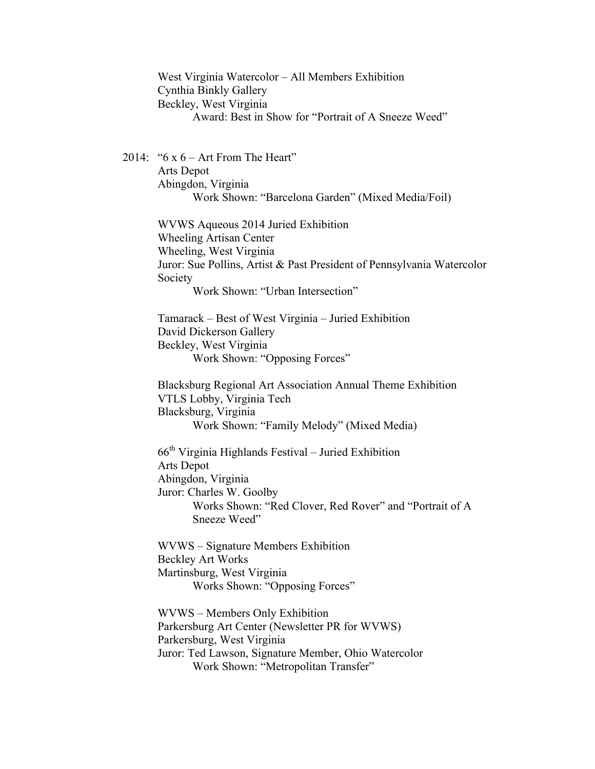West Virginia Watercolor – All Members Exhibition
Cynthia Binkly Gallery
Beckley, West Virginia
    Award: Best in Show for "Portrait of A Sneeze Weed"

2014: "6 x 6 – Art From The Heart"
Arts Depot
Abingdon, Virginia
    Work Shown: "Barcelona Garden" (Mixed Media/Foil)

WVWS Aqueous 2014 Juried Exhibition
Wheeling Artisan Center
Wheeling, West Virginia
Juror: Sue Pollins, Artist & Past President of Pennsylvania Watercolor Society
    Work Shown: "Urban Intersection"

Tamarack – Best of West Virginia – Juried Exhibition
David Dickerson Gallery
Beckley, West Virginia
    Work Shown: "Opposing Forces"

Blacksburg Regional Art Association Annual Theme Exhibition
VTLS Lobby, Virginia Tech
Blacksburg, Virginia
    Work Shown: "Family Melody" (Mixed Media)

66th Virginia Highlands Festival – Juried Exhibition
Arts Depot
Abingdon, Virginia
Juror: Charles W. Goolby
    Works Shown: "Red Clover, Red Rover" and "Portrait of A Sneeze Weed"

WVWS – Signature Members Exhibition
Beckley Art Works
Martinsburg, West Virginia
    Works Shown: "Opposing Forces"

WVWS – Members Only Exhibition
Parkersburg Art Center (Newsletter PR for WVWS)
Parkersburg, West Virginia
Juror: Ted Lawson, Signature Member, Ohio Watercolor
    Work Shown: "Metropolitan Transfer"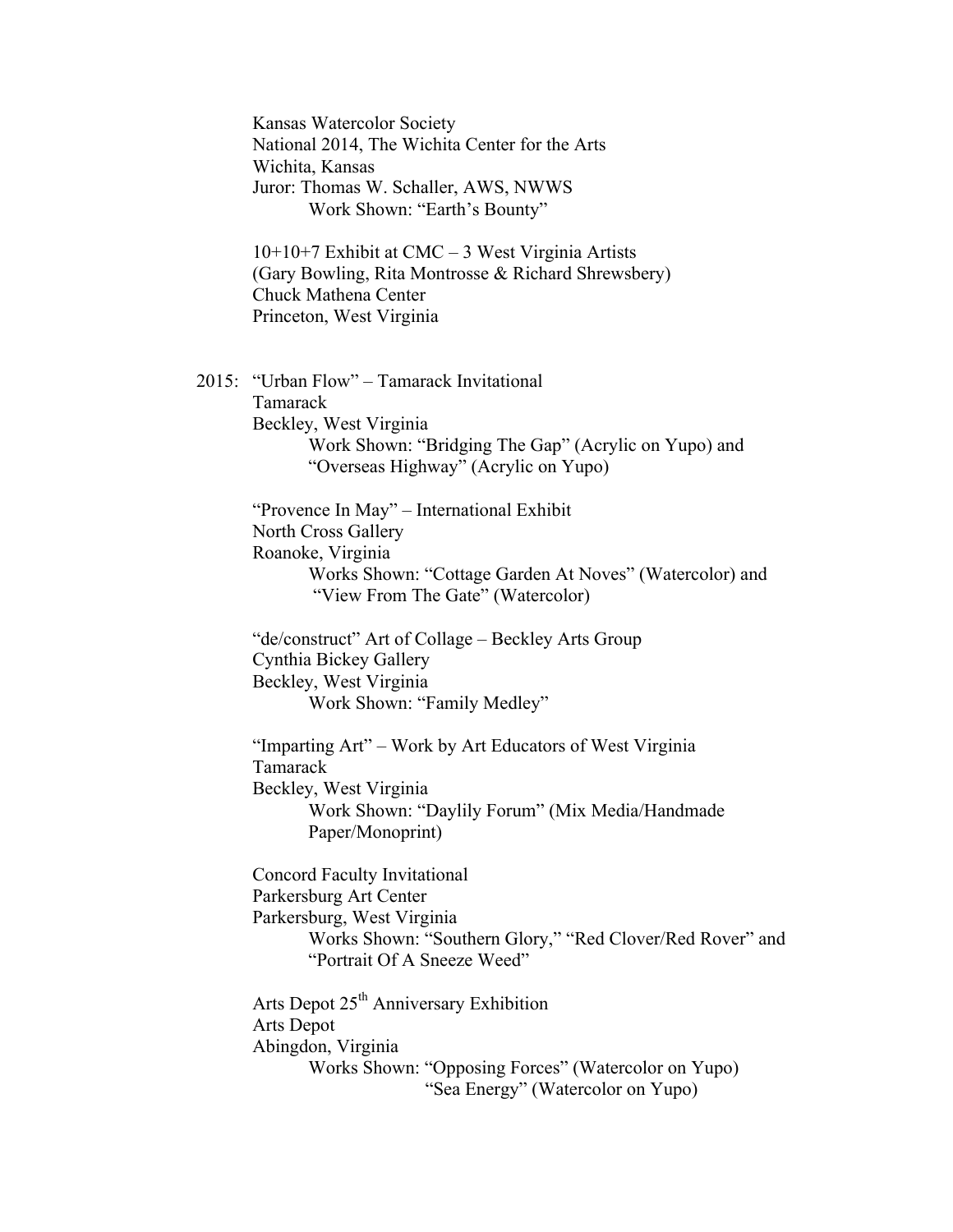Kansas Watercolor Society
National 2014, The Wichita Center for the Arts
Wichita, Kansas
Juror: Thomas W. Schaller, AWS, NWWS
Work Shown: "Earth's Bounty"

10+10+7 Exhibit at CMC – 3 West Virginia Artists
(Gary Bowling, Rita Montrosse & Richard Shrewsbery)
Chuck Mathena Center
Princeton, West Virginia

2015: "Urban Flow" – Tamarack Invitational
Tamarack
Beckley, West Virginia
Work Shown: "Bridging The Gap" (Acrylic on Yupo) and "Overseas Highway" (Acrylic on Yupo)

"Provence In May" – International Exhibit
North Cross Gallery
Roanoke, Virginia
Works Shown: "Cottage Garden At Noves" (Watercolor) and "View From The Gate" (Watercolor)

"de/construct" Art of Collage – Beckley Arts Group
Cynthia Bickey Gallery
Beckley, West Virginia
Work Shown: "Family Medley"

"Imparting Art" – Work by Art Educators of West Virginia
Tamarack
Beckley, West Virginia
Work Shown: "Daylily Forum" (Mix Media/Handmade Paper/Monoprint)

Concord Faculty Invitational
Parkersburg Art Center
Parkersburg, West Virginia
Works Shown: "Southern Glory," "Red Clover/Red Rover" and "Portrait Of A Sneeze Weed"

Arts Depot 25th Anniversary Exhibition
Arts Depot
Abingdon, Virginia
Works Shown: "Opposing Forces" (Watercolor on Yupo)
"Sea Energy" (Watercolor on Yupo)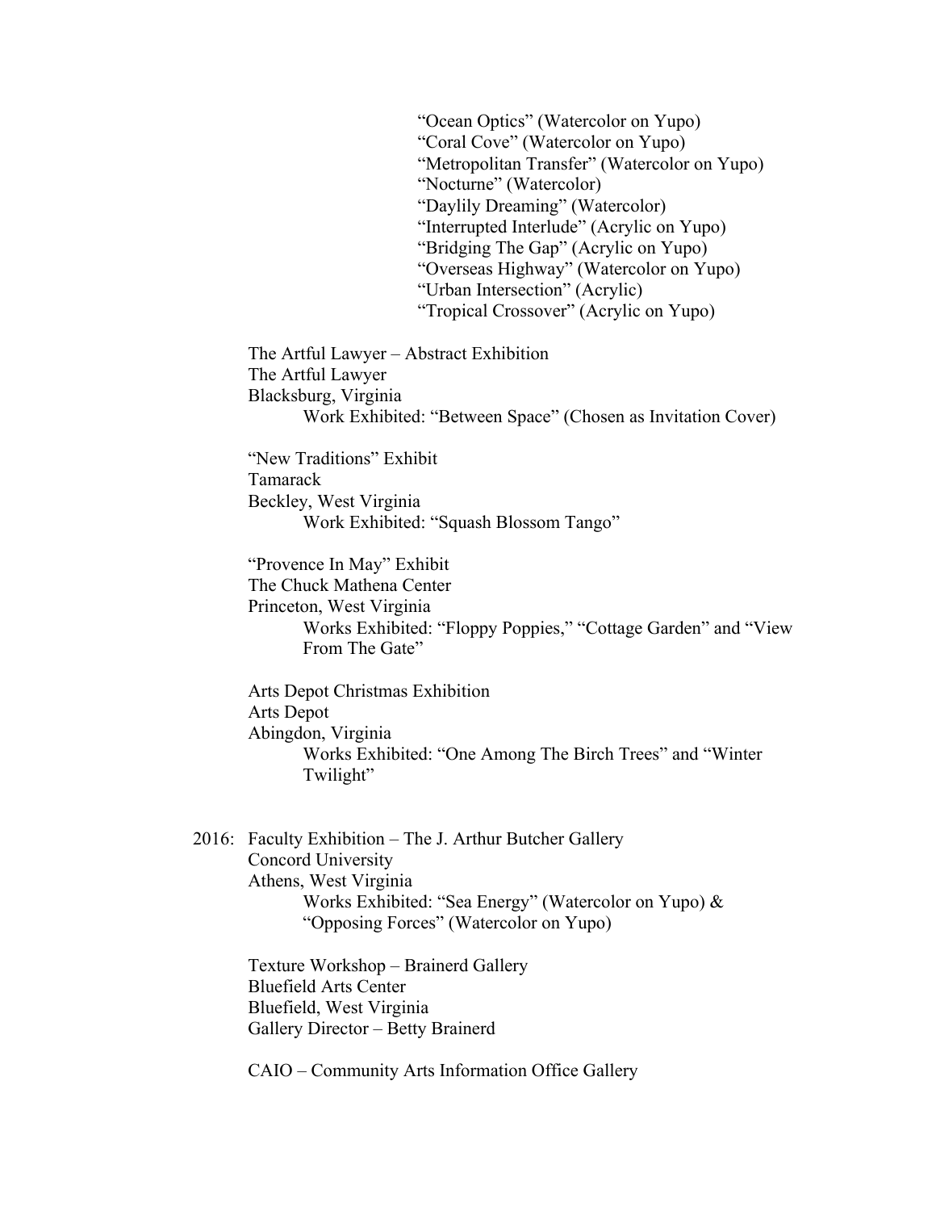"Ocean Optics" (Watercolor on Yupo)
"Coral Cove" (Watercolor on Yupo)
"Metropolitan Transfer" (Watercolor on Yupo)
"Nocturne" (Watercolor)
"Daylily Dreaming" (Watercolor)
"Interrupted Interlude" (Acrylic on Yupo)
"Bridging The Gap" (Acrylic on Yupo)
"Overseas Highway" (Watercolor on Yupo)
"Urban Intersection" (Acrylic)
"Tropical Crossover" (Acrylic on Yupo)

The Artful Lawyer – Abstract Exhibition
The Artful Lawyer
Blacksburg, Virginia
Work Exhibited: "Between Space" (Chosen as Invitation Cover)

"New Traditions" Exhibit
Tamarack
Beckley, West Virginia
Work Exhibited: "Squash Blossom Tango"

"Provence In May" Exhibit
The Chuck Mathena Center
Princeton, West Virginia
Works Exhibited: "Floppy Poppies," "Cottage Garden" and "View From The Gate"

Arts Depot Christmas Exhibition
Arts Depot
Abingdon, Virginia
Works Exhibited: "One Among The Birch Trees" and "Winter Twilight"

2016: Faculty Exhibition – The J. Arthur Butcher Gallery
Concord University
Athens, West Virginia
Works Exhibited: "Sea Energy" (Watercolor on Yupo) & "Opposing Forces" (Watercolor on Yupo)

Texture Workshop – Brainerd Gallery
Bluefield Arts Center
Bluefield, West Virginia
Gallery Director – Betty Brainerd

CAIO – Community Arts Information Office Gallery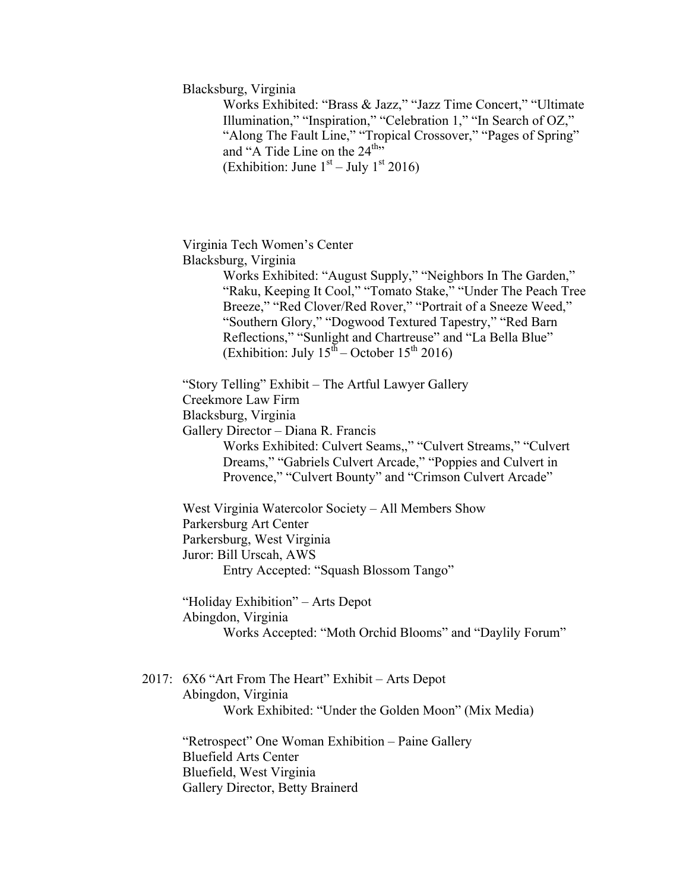Blacksburg, Virginia

Works Exhibited: "Brass & Jazz," "Jazz Time Concert," "Ultimate Illumination," "Inspiration," "Celebration 1," "In Search of OZ," "Along The Fault Line," "Tropical Crossover," "Pages of Spring" and "A Tide Line on the 24th"
(Exhibition: June 1st – July 1st 2016)

Virginia Tech Women's Center
Blacksburg, Virginia

Works Exhibited: "August Supply," "Neighbors In The Garden," "Raku, Keeping It Cool," "Tomato Stake," "Under The Peach Tree Breeze," "Red Clover/Red Rover," "Portrait of a Sneeze Weed," "Southern Glory," "Dogwood Textured Tapestry," "Red Barn Reflections," "Sunlight and Chartreuse" and "La Bella Blue"
(Exhibition: July 15th – October 15th 2016)

"Story Telling" Exhibit – The Artful Lawyer Gallery
Creekmore Law Firm
Blacksburg, Virginia
Gallery Director – Diana R. Francis

Works Exhibited: Culvert Seams,," "Culvert Streams," "Culvert Dreams," "Gabriels Culvert Arcade," "Poppies and Culvert in Provence," "Culvert Bounty" and "Crimson Culvert Arcade"

West Virginia Watercolor Society – All Members Show
Parkersburg Art Center
Parkersburg, West Virginia
Juror: Bill Urscah, AWS

Entry Accepted: "Squash Blossom Tango"

"Holiday Exhibition" – Arts Depot
Abingdon, Virginia

Works Accepted: "Moth Orchid Blooms" and "Daylily Forum"

2017: 6X6 "Art From The Heart" Exhibit – Arts Depot
Abingdon, Virginia

Work Exhibited: "Under the Golden Moon" (Mix Media)

"Retrospect" One Woman Exhibition – Paine Gallery
Bluefield Arts Center
Bluefield, West Virginia
Gallery Director, Betty Brainerd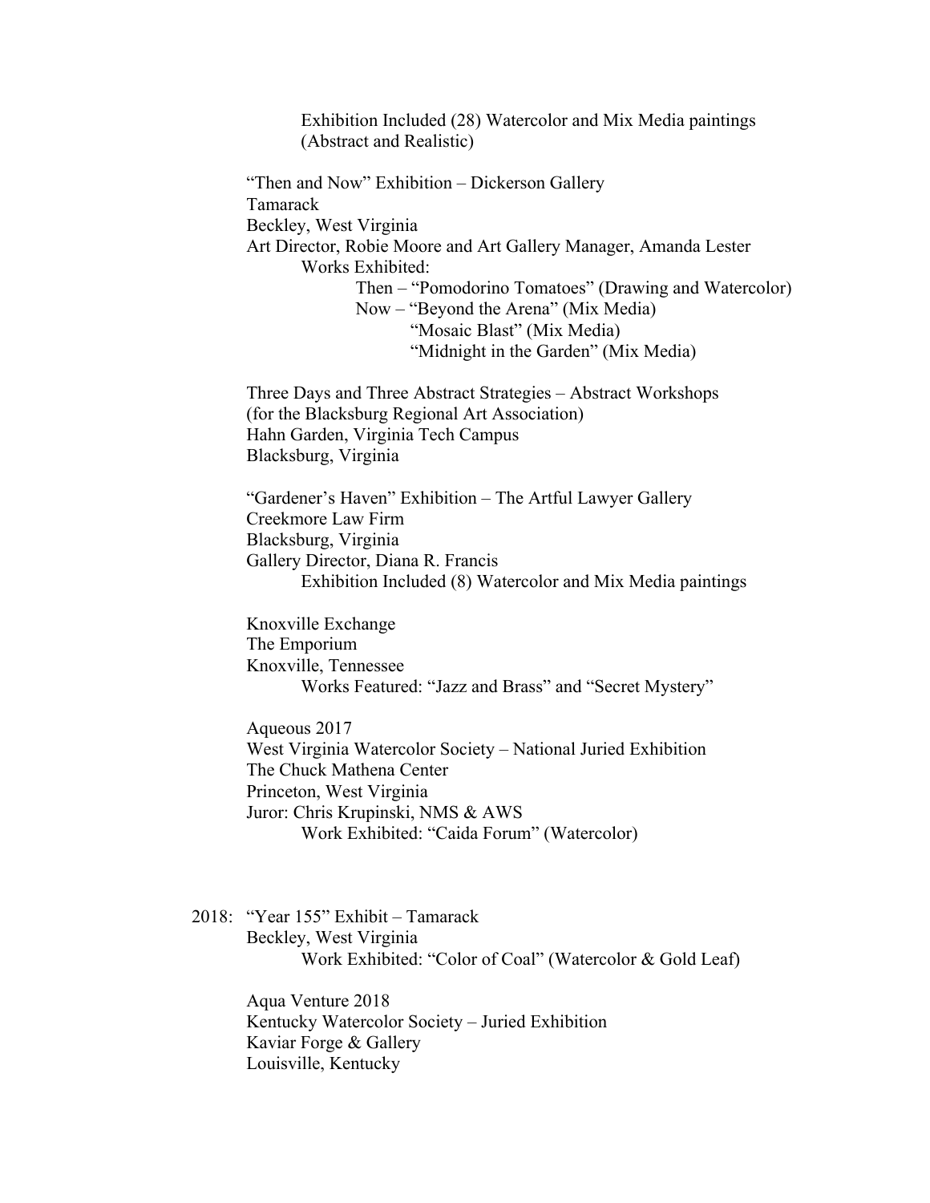Exhibition Included (28) Watercolor and Mix Media paintings (Abstract and Realistic)

"Then and Now" Exhibition – Dickerson Gallery
Tamarack
Beckley, West Virginia
Art Director, Robie Moore and Art Gallery Manager, Amanda Lester
Works Exhibited:
Then – "Pomodorino Tomatoes" (Drawing and Watercolor)
Now – "Beyond the Arena" (Mix Media)
"Mosaic Blast" (Mix Media)
"Midnight in the Garden" (Mix Media)

Three Days and Three Abstract Strategies – Abstract Workshops
(for the Blacksburg Regional Art Association)
Hahn Garden, Virginia Tech Campus
Blacksburg, Virginia

"Gardener's Haven" Exhibition – The Artful Lawyer Gallery
Creekmore Law Firm
Blacksburg, Virginia
Gallery Director, Diana R. Francis
Exhibition Included (8) Watercolor and Mix Media paintings

Knoxville Exchange
The Emporium
Knoxville, Tennessee
Works Featured: "Jazz and Brass" and "Secret Mystery"

Aqueous 2017
West Virginia Watercolor Society – National Juried Exhibition
The Chuck Mathena Center
Princeton, West Virginia
Juror: Chris Krupinski, NMS & AWS
Work Exhibited: "Caida Forum" (Watercolor)

2018: "Year 155" Exhibit – Tamarack
Beckley, West Virginia
Work Exhibited: "Color of Coal" (Watercolor & Gold Leaf)

Aqua Venture 2018
Kentucky Watercolor Society – Juried Exhibition
Kaviar Forge & Gallery
Louisville, Kentucky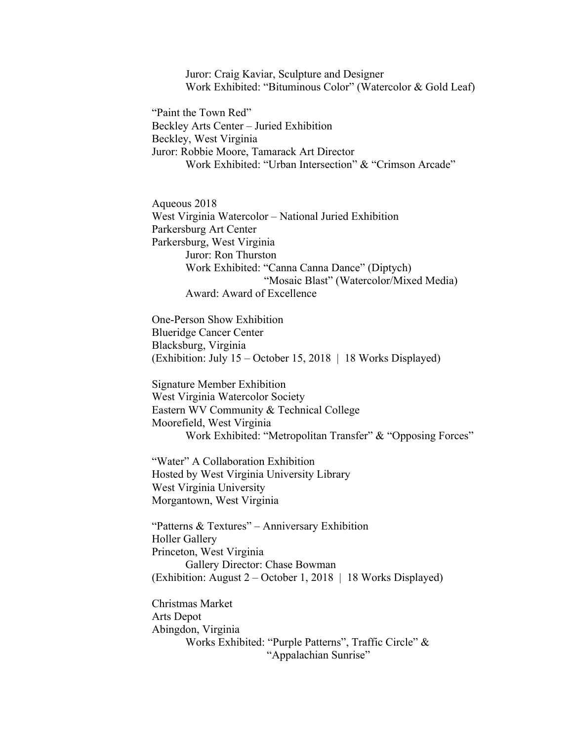Juror: Craig Kaviar, Sculpture and Designer
Work Exhibited: "Bituminous Color" (Watercolor & Gold Leaf)

"Paint the Town Red"
Beckley Arts Center – Juried Exhibition
Beckley, West Virginia
Juror: Robbie Moore, Tamarack Art Director
Work Exhibited: "Urban Intersection" & "Crimson Arcade"

Aqueous 2018
West Virginia Watercolor – National Juried Exhibition
Parkersburg Art Center
Parkersburg, West Virginia
Juror: Ron Thurston
Work Exhibited: "Canna Canna Dance" (Diptych)
"Mosaic Blast" (Watercolor/Mixed Media)
Award: Award of Excellence

One-Person Show Exhibition
Blueridge Cancer Center
Blacksburg, Virginia
(Exhibition: July 15 – October 15, 2018 | 18 Works Displayed)

Signature Member Exhibition
West Virginia Watercolor Society
Eastern WV Community & Technical College
Moorefield, West Virginia
Work Exhibited: "Metropolitan Transfer" & "Opposing Forces"

"Water" A Collaboration Exhibition
Hosted by West Virginia University Library
West Virginia University
Morgantown, West Virginia

"Patterns & Textures" – Anniversary Exhibition
Holler Gallery
Princeton, West Virginia
Gallery Director: Chase Bowman
(Exhibition: August 2 – October 1, 2018 | 18 Works Displayed)

Christmas Market
Arts Depot
Abingdon, Virginia
Works Exhibited: "Purple Patterns", Traffic Circle" &
"Appalachian Sunrise"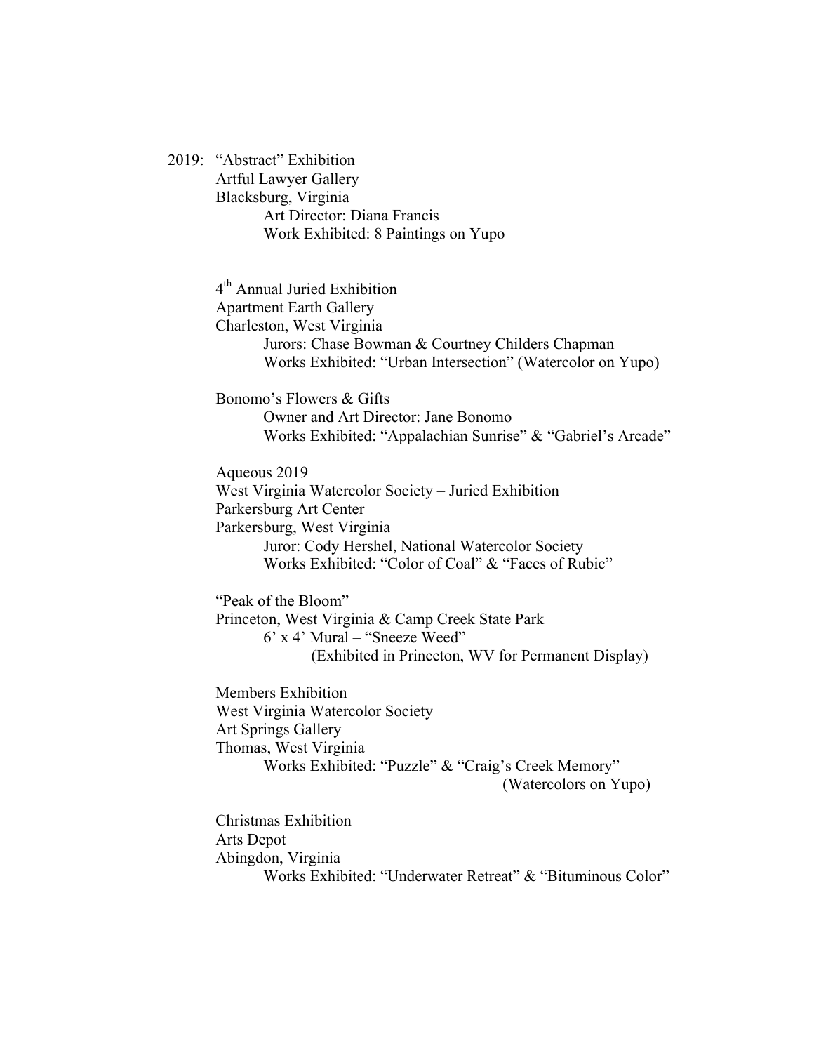2019: "Abstract" Exhibition
Artful Lawyer Gallery
Blacksburg, Virginia
Art Director: Diana Francis
Work Exhibited: 8 Paintings on Yupo

4th Annual Juried Exhibition
Apartment Earth Gallery
Charleston, West Virginia
Jurors: Chase Bowman & Courtney Childers Chapman
Works Exhibited: "Urban Intersection" (Watercolor on Yupo)

Bonomo's Flowers & Gifts
Owner and Art Director: Jane Bonomo
Works Exhibited: "Appalachian Sunrise" & "Gabriel's Arcade"

Aqueous 2019
West Virginia Watercolor Society – Juried Exhibition
Parkersburg Art Center
Parkersburg, West Virginia
Juror: Cody Hershel, National Watercolor Society
Works Exhibited: "Color of Coal" & "Faces of Rubic"

"Peak of the Bloom"
Princeton, West Virginia & Camp Creek State Park
6' x 4' Mural – "Sneeze Weed"
(Exhibited in Princeton, WV for Permanent Display)

Members Exhibition
West Virginia Watercolor Society
Art Springs Gallery
Thomas, West Virginia
Works Exhibited: "Puzzle" & "Craig's Creek Memory"
(Watercolors on Yupo)

Christmas Exhibition
Arts Depot
Abingdon, Virginia
Works Exhibited: "Underwater Retreat" & "Bituminous Color"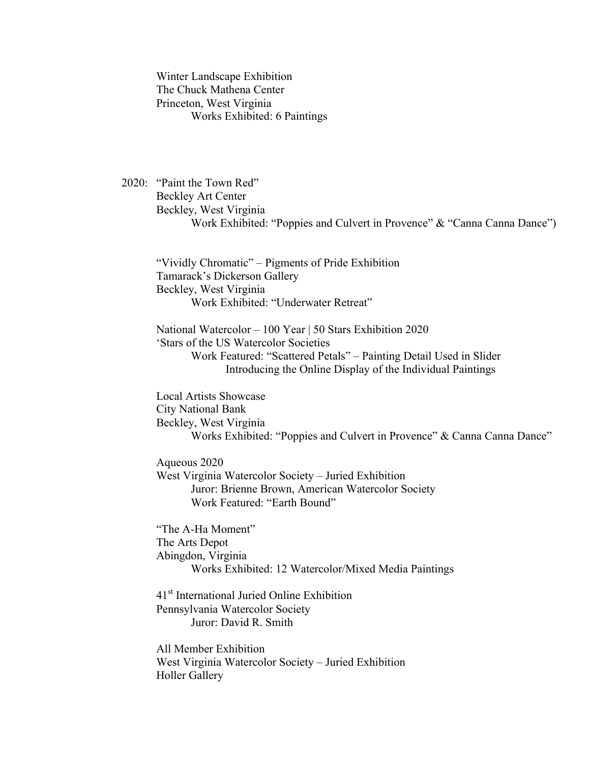Winter Landscape Exhibition
The Chuck Mathena Center
Princeton, West Virginia
  Works Exhibited: 6 Paintings

2020: "Paint the Town Red"
Beckley Art Center
Beckley, West Virginia
  Work Exhibited: "Poppies and Culvert in Provence" & "Canna Canna Dance")

"Vividly Chromatic" – Pigments of Pride Exhibition
Tamarack's Dickerson Gallery
Beckley, West Virginia
  Work Exhibited: "Underwater Retreat"

National Watercolor – 100 Year | 50 Stars Exhibition 2020
'Stars of the US Watercolor Societies
  Work Featured: "Scattered Petals" – Painting Detail Used in Slider
    Introducing the Online Display of the Individual Paintings

Local Artists Showcase
City National Bank
Beckley, West Virginia
  Works Exhibited: "Poppies and Culvert in Provence" & Canna Canna Dance"

Aqueous 2020
West Virginia Watercolor Society – Juried Exhibition
  Juror: Brienne Brown, American Watercolor Society
  Work Featured: "Earth Bound"

"The A-Ha Moment"
The Arts Depot
Abingdon, Virginia
  Works Exhibited: 12 Watercolor/Mixed Media Paintings

41st International Juried Online Exhibition
Pennsylvania Watercolor Society
  Juror: David R. Smith

All Member Exhibition
West Virginia Watercolor Society – Juried Exhibition
Holler Gallery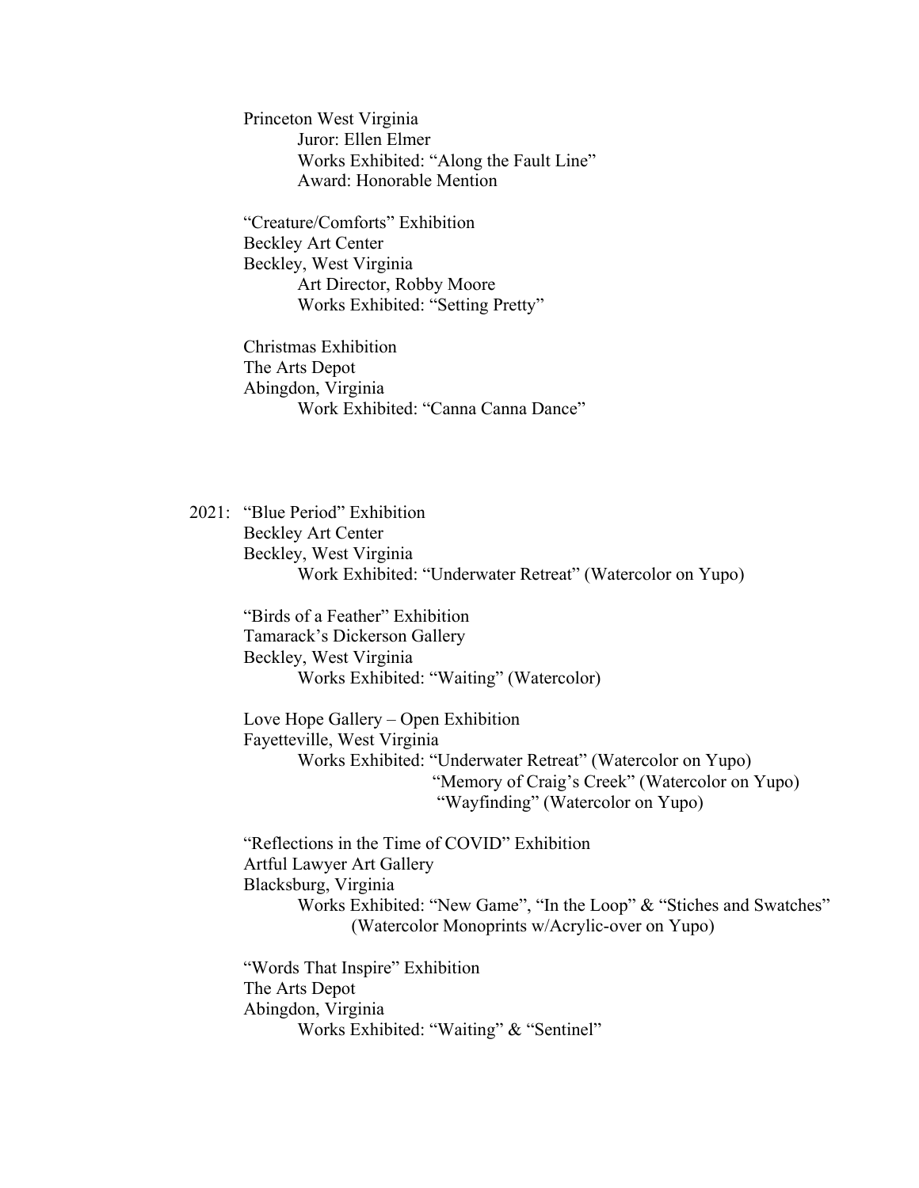Princeton West Virginia
  Juror: Ellen Elmer
  Works Exhibited: "Along the Fault Line"
  Award: Honorable Mention

"Creature/Comforts" Exhibition
Beckley Art Center
Beckley, West Virginia
  Art Director, Robby Moore
  Works Exhibited: "Setting Pretty"

Christmas Exhibition
The Arts Depot
Abingdon, Virginia
  Work Exhibited: "Canna Canna Dance"

2021: "Blue Period" Exhibition
Beckley Art Center
Beckley, West Virginia
  Work Exhibited: "Underwater Retreat" (Watercolor on Yupo)

"Birds of a Feather" Exhibition
Tamarack's Dickerson Gallery
Beckley, West Virginia
  Works Exhibited: "Waiting" (Watercolor)

Love Hope Gallery – Open Exhibition
Fayetteville, West Virginia
  Works Exhibited: "Underwater Retreat" (Watercolor on Yupo)
  "Memory of Craig's Creek" (Watercolor on Yupo)
  "Wayfinding" (Watercolor on Yupo)

"Reflections in the Time of COVID" Exhibition
Artful Lawyer Art Gallery
Blacksburg, Virginia
  Works Exhibited: "New Game", "In the Loop" & "Stiches and Swatches"
  (Watercolor Monoprints w/Acrylic-over on Yupo)

"Words That Inspire" Exhibition
The Arts Depot
Abingdon, Virginia
  Works Exhibited: "Waiting" & "Sentinel"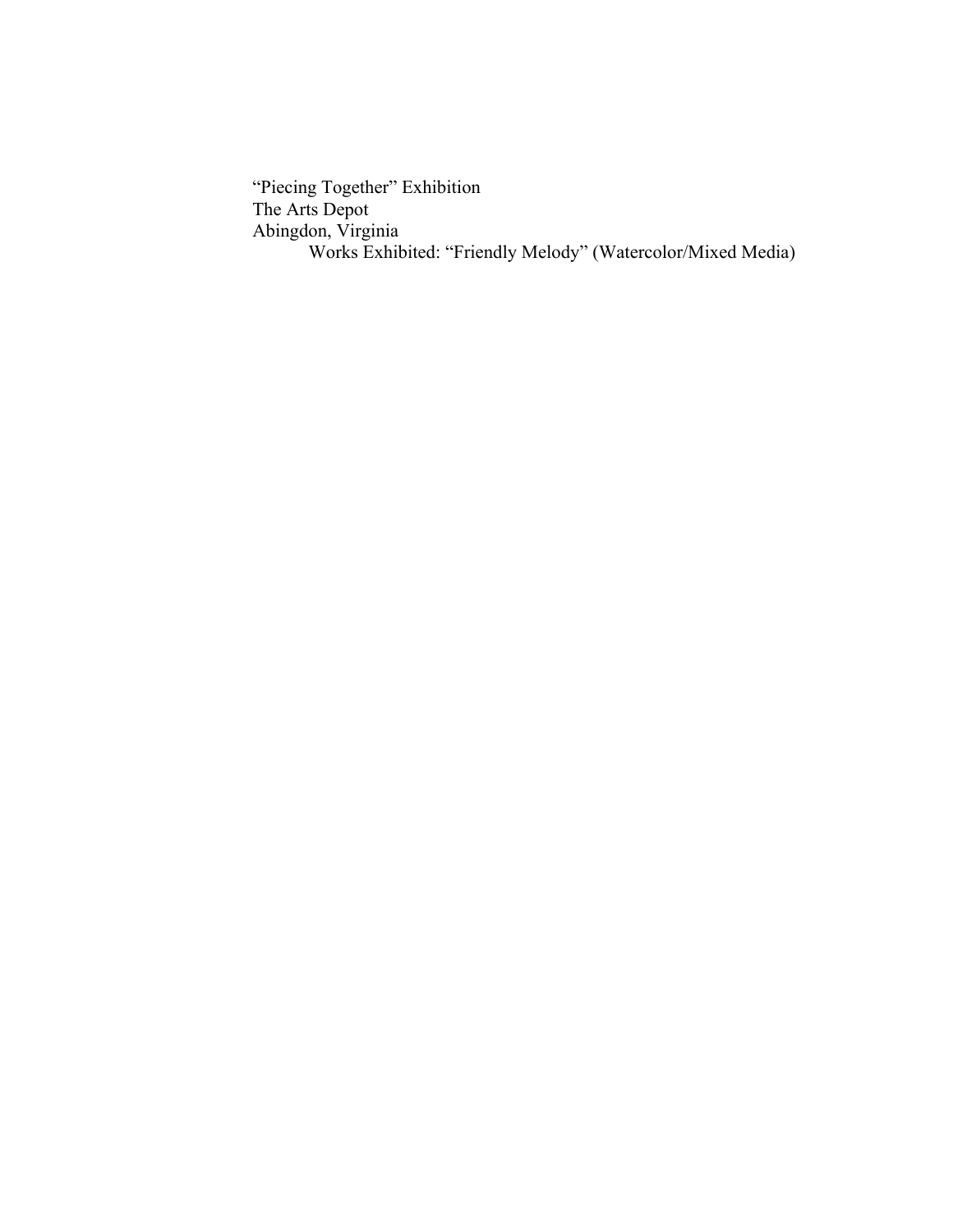"Piecing Together" Exhibition
The Arts Depot
Abingdon, Virginia

Works Exhibited: "Friendly Melody" (Watercolor/Mixed Media)